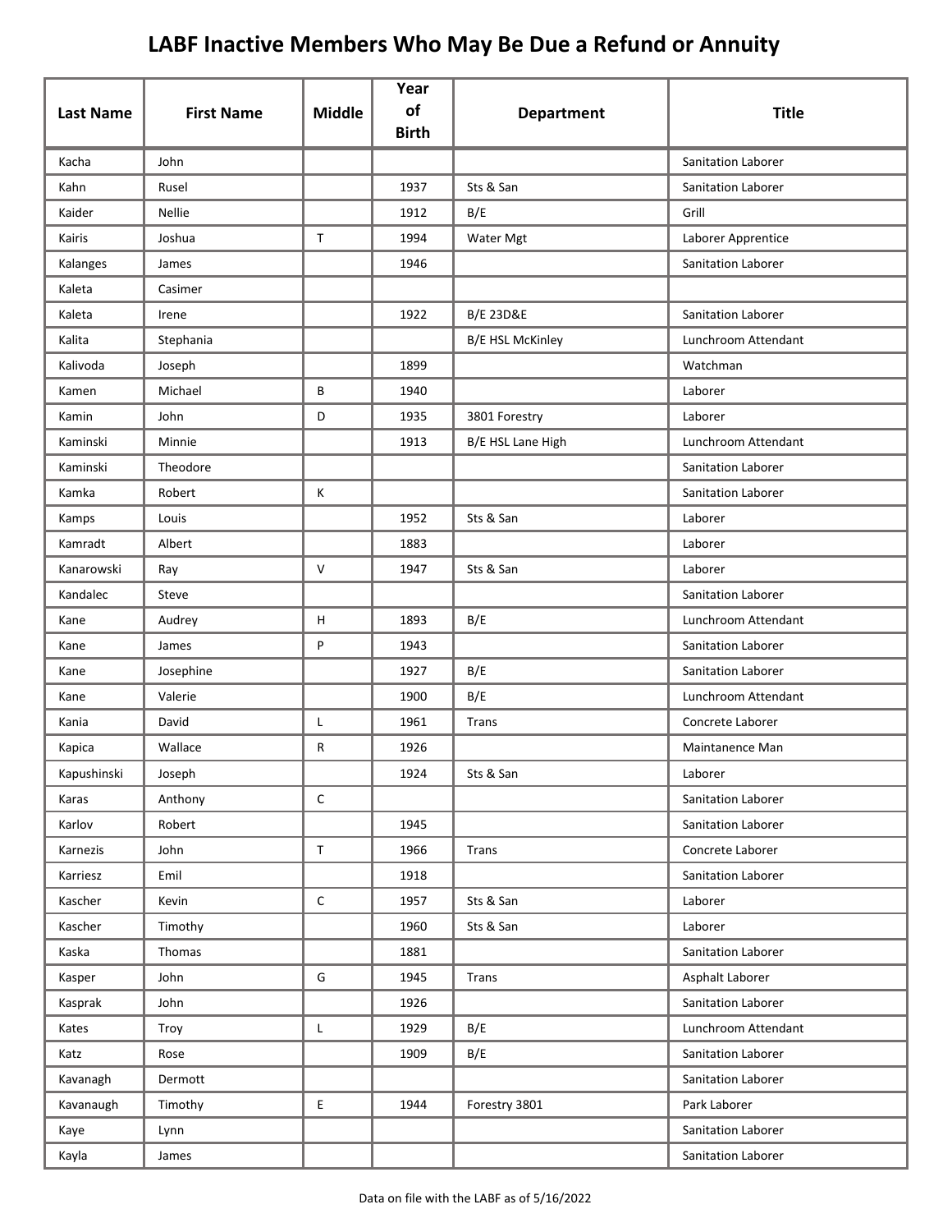# LABF Inactive Members Who May Be Due a Refund or Annuity

| Last Name | First Name | Middle | Year of Birth | Department | Title |
|---|---|---|---|---|---|
| Kacha | John | | | | Sanitation Laborer |
| Kahn | Rusel | | 1937 | Sts & San | Sanitation Laborer |
| Kaider | Nellie | | 1912 | B/E | Grill |
| Kairis | Joshua | T | 1994 | Water Mgt | Laborer Apprentice |
| Kalanges | James | | 1946 | | Sanitation Laborer |
| Kaleta | Casimer | | | | |
| Kaleta | Irene | | 1922 | B/E 23D&E | Sanitation Laborer |
| Kalita | Stephania | | | B/E HSL McKinley | Lunchroom Attendant |
| Kalivoda | Joseph | | 1899 | | Watchman |
| Kamen | Michael | B | 1940 | | Laborer |
| Kamin | John | D | 1935 | 3801 Forestry | Laborer |
| Kaminski | Minnie | | 1913 | B/E HSL Lane High | Lunchroom Attendant |
| Kaminski | Theodore | | | | Sanitation Laborer |
| Kamka | Robert | K | | | Sanitation Laborer |
| Kamps | Louis | | 1952 | Sts & San | Laborer |
| Kamradt | Albert | | 1883 | | Laborer |
| Kanarowski | Ray | V | 1947 | Sts & San | Laborer |
| Kandalec | Steve | | | | Sanitation Laborer |
| Kane | Audrey | H | 1893 | B/E | Lunchroom Attendant |
| Kane | James | P | 1943 | | Sanitation Laborer |
| Kane | Josephine | | 1927 | B/E | Sanitation Laborer |
| Kane | Valerie | | 1900 | B/E | Lunchroom Attendant |
| Kania | David | L | 1961 | Trans | Concrete Laborer |
| Kapica | Wallace | R | 1926 | | Maintanence Man |
| Kapushinski | Joseph | | 1924 | Sts & San | Laborer |
| Karas | Anthony | C | | | Sanitation Laborer |
| Karlov | Robert | | 1945 | | Sanitation Laborer |
| Karnezis | John | T | 1966 | Trans | Concrete Laborer |
| Karriesz | Emil | | 1918 | | Sanitation Laborer |
| Kascher | Kevin | C | 1957 | Sts & San | Laborer |
| Kascher | Timothy | | 1960 | Sts & San | Laborer |
| Kaska | Thomas | | 1881 | | Sanitation Laborer |
| Kasper | John | G | 1945 | Trans | Asphalt Laborer |
| Kasprak | John | | 1926 | | Sanitation Laborer |
| Kates | Troy | L | 1929 | B/E | Lunchroom Attendant |
| Katz | Rose | | 1909 | B/E | Sanitation Laborer |
| Kavanagh | Dermott | | | | Sanitation Laborer |
| Kavanaugh | Timothy | E | 1944 | Forestry 3801 | Park Laborer |
| Kaye | Lynn | | | | Sanitation Laborer |
| Kayla | James | | | | Sanitation Laborer |

Data on file with the LABF as of 5/16/2022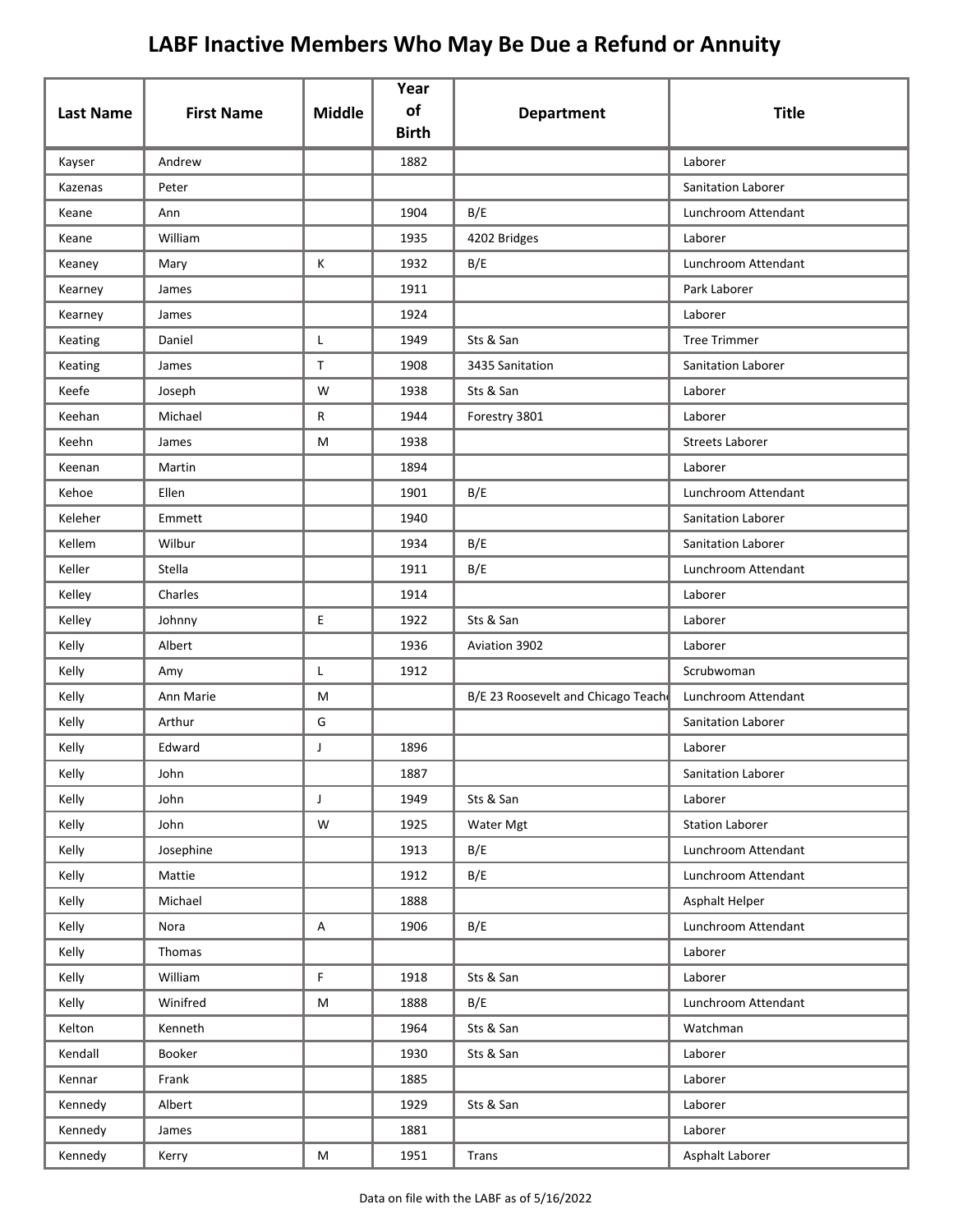# LABF Inactive Members Who May Be Due a Refund or Annuity

| Last Name | First Name | Middle | Year of Birth | Department | Title |
|---|---|---|---|---|---|
| Kayser | Andrew | | 1882 | | Laborer |
| Kazenas | Peter | | | | Sanitation Laborer |
| Keane | Ann | | 1904 | B/E | Lunchroom Attendant |
| Keane | William | | 1935 | 4202 Bridges | Laborer |
| Keaney | Mary | K | 1932 | B/E | Lunchroom Attendant |
| Kearney | James | | 1911 | | Park Laborer |
| Kearney | James | | 1924 | | Laborer |
| Keating | Daniel | L | 1949 | Sts & San | Tree Trimmer |
| Keating | James | T | 1908 | 3435 Sanitation | Sanitation Laborer |
| Keefe | Joseph | W | 1938 | Sts & San | Laborer |
| Keehan | Michael | R | 1944 | Forestry 3801 | Laborer |
| Keehn | James | M | 1938 | | Streets Laborer |
| Keenan | Martin | | 1894 | | Laborer |
| Kehoe | Ellen | | 1901 | B/E | Lunchroom Attendant |
| Keleher | Emmett | | 1940 | | Sanitation Laborer |
| Kellem | Wilbur | | 1934 | B/E | Sanitation Laborer |
| Keller | Stella | | 1911 | B/E | Lunchroom Attendant |
| Kelley | Charles | | 1914 | | Laborer |
| Kelley | Johnny | E | 1922 | Sts & San | Laborer |
| Kelly | Albert | | 1936 | Aviation 3902 | Laborer |
| Kelly | Amy | L | 1912 | | Scrubwoman |
| Kelly | Ann Marie | M | | B/E 23 Roosevelt and Chicago Teache | Lunchroom Attendant |
| Kelly | Arthur | G | | | Sanitation Laborer |
| Kelly | Edward | J | 1896 | | Laborer |
| Kelly | John | | 1887 | | Sanitation Laborer |
| Kelly | John | J | 1949 | Sts & San | Laborer |
| Kelly | John | W | 1925 | Water Mgt | Station Laborer |
| Kelly | Josephine | | 1913 | B/E | Lunchroom Attendant |
| Kelly | Mattie | | 1912 | B/E | Lunchroom Attendant |
| Kelly | Michael | | 1888 | | Asphalt Helper |
| Kelly | Nora | A | 1906 | B/E | Lunchroom Attendant |
| Kelly | Thomas | | | | Laborer |
| Kelly | William | F | 1918 | Sts & San | Laborer |
| Kelly | Winifred | M | 1888 | B/E | Lunchroom Attendant |
| Kelton | Kenneth | | 1964 | Sts & San | Watchman |
| Kendall | Booker | | 1930 | Sts & San | Laborer |
| Kennar | Frank | | 1885 | | Laborer |
| Kennedy | Albert | | 1929 | Sts & San | Laborer |
| Kennedy | James | | 1881 | | Laborer |
| Kennedy | Kerry | M | 1951 | Trans | Asphalt Laborer |

Data on file with the LABF as of 5/16/2022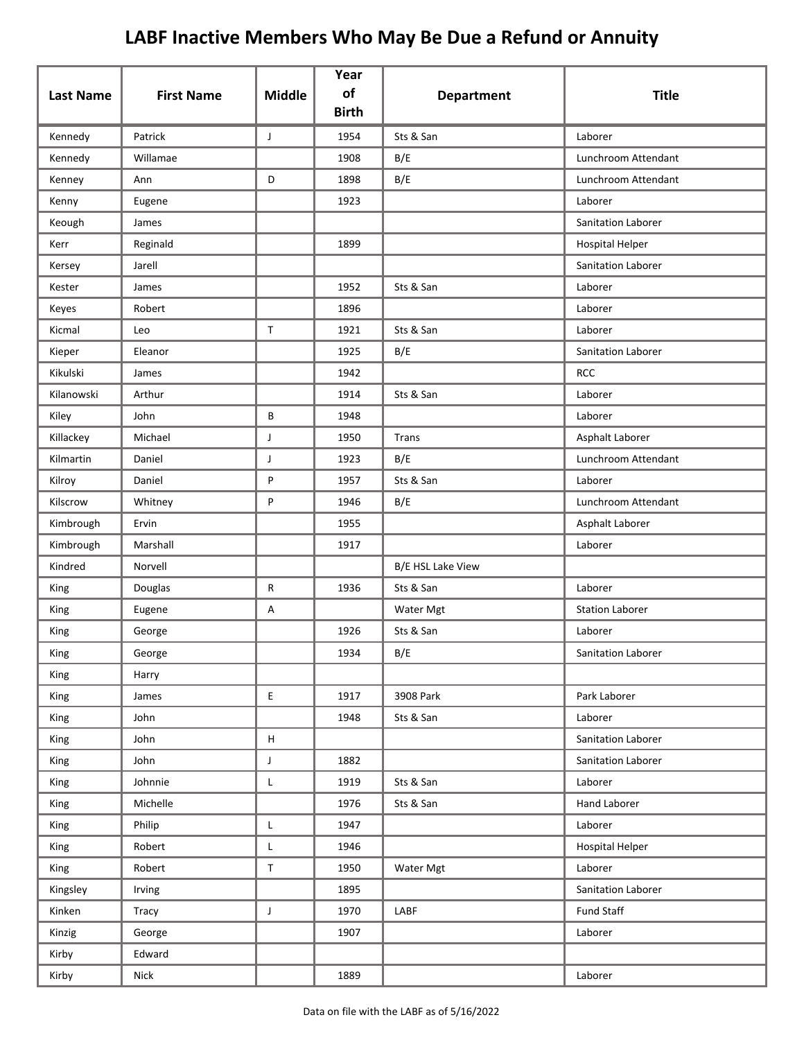# LABF Inactive Members Who May Be Due a Refund or Annuity

| Last Name | First Name | Middle | Year of Birth | Department | Title |
|---|---|---|---|---|---|
| Kennedy | Patrick | J | 1954 | Sts & San | Laborer |
| Kennedy | Willamae | | 1908 | B/E | Lunchroom Attendant |
| Kenney | Ann | D | 1898 | B/E | Lunchroom Attendant |
| Kenny | Eugene | | 1923 | | Laborer |
| Keough | James | | | | Sanitation Laborer |
| Kerr | Reginald | | 1899 | | Hospital Helper |
| Kersey | Jarell | | | | Sanitation Laborer |
| Kester | James | | 1952 | Sts & San | Laborer |
| Keyes | Robert | | 1896 | | Laborer |
| Kicmal | Leo | T | 1921 | Sts & San | Laborer |
| Kieper | Eleanor | | 1925 | B/E | Sanitation Laborer |
| Kikulski | James | | 1942 | | RCC |
| Kilanowski | Arthur | | 1914 | Sts & San | Laborer |
| Kiley | John | B | 1948 | | Laborer |
| Killackey | Michael | J | 1950 | Trans | Asphalt Laborer |
| Kilmartin | Daniel | J | 1923 | B/E | Lunchroom Attendant |
| Kilroy | Daniel | P | 1957 | Sts & San | Laborer |
| Kilscrow | Whitney | P | 1946 | B/E | Lunchroom Attendant |
| Kimbrough | Ervin | | 1955 | | Asphalt Laborer |
| Kimbrough | Marshall | | 1917 | | Laborer |
| Kindred | Norvell | | | B/E HSL Lake View | |
| King | Douglas | R | 1936 | Sts & San | Laborer |
| King | Eugene | A | | Water Mgt | Station Laborer |
| King | George | | 1926 | Sts & San | Laborer |
| King | George | | 1934 | B/E | Sanitation Laborer |
| King | Harry | | | | |
| King | James | E | 1917 | 3908 Park | Park Laborer |
| King | John | | 1948 | Sts & San | Laborer |
| King | John | H | | | Sanitation Laborer |
| King | John | J | 1882 | | Sanitation Laborer |
| King | Johnnie | L | 1919 | Sts & San | Laborer |
| King | Michelle | | 1976 | Sts & San | Hand Laborer |
| King | Philip | L | 1947 | | Laborer |
| King | Robert | L | 1946 | | Hospital Helper |
| King | Robert | T | 1950 | Water Mgt | Laborer |
| Kingsley | Irving | | 1895 | | Sanitation Laborer |
| Kinken | Tracy | J | 1970 | LABF | Fund Staff |
| Kinzig | George | | 1907 | | Laborer |
| Kirby | Edward | | | | |
| Kirby | Nick | | 1889 | | Laborer |

Data on file with the LABF as of 5/16/2022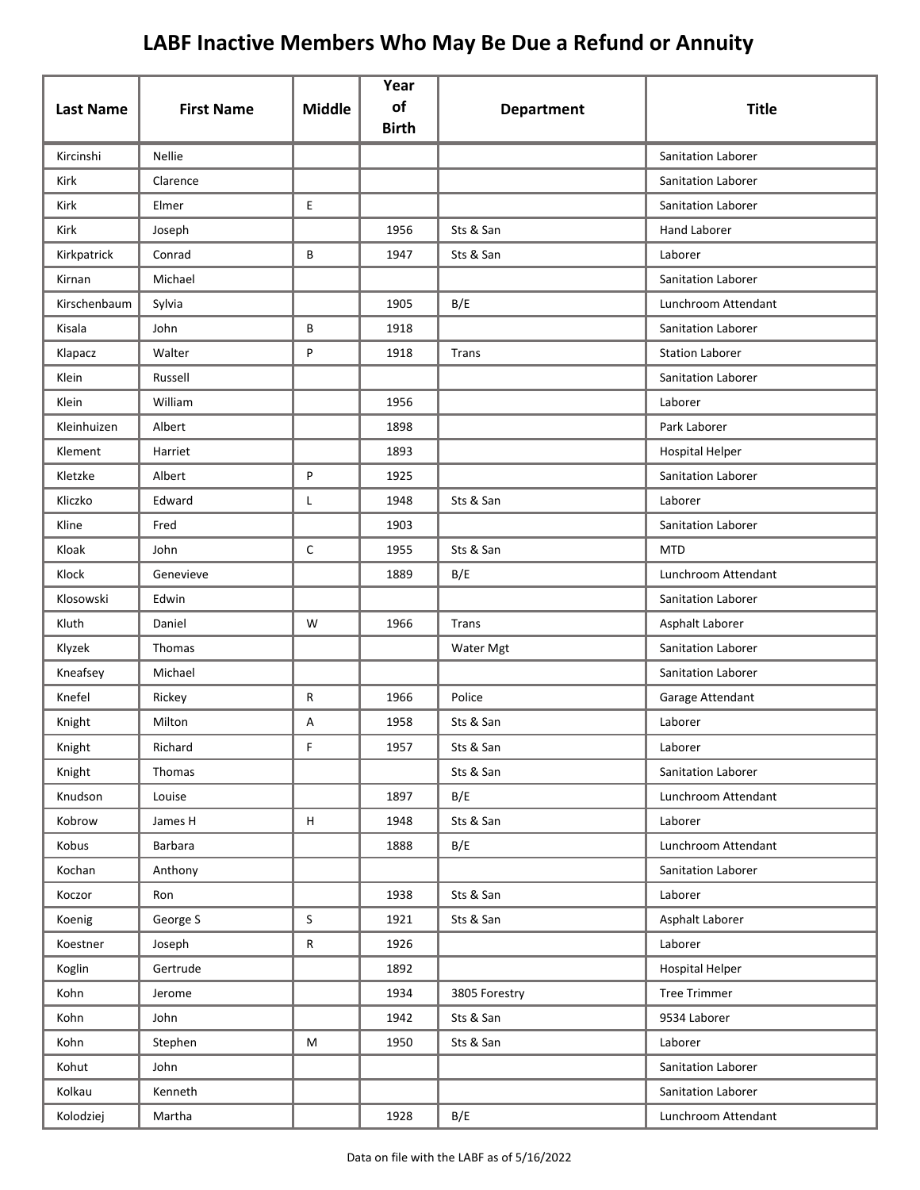# LABF Inactive Members Who May Be Due a Refund or Annuity

| Last Name | First Name | Middle | Year of Birth | Department | Title |
|---|---|---|---|---|---|
| Kircinshi | Nellie | | | | Sanitation Laborer |
| Kirk | Clarence | | | | Sanitation Laborer |
| Kirk | Elmer | E | | | Sanitation Laborer |
| Kirk | Joseph | | 1956 | Sts & San | Hand Laborer |
| Kirkpatrick | Conrad | B | 1947 | Sts & San | Laborer |
| Kirnan | Michael | | | | Sanitation Laborer |
| Kirschenbaum | Sylvia | | 1905 | B/E | Lunchroom Attendant |
| Kisala | John | B | 1918 | | Sanitation Laborer |
| Klapacz | Walter | P | 1918 | Trans | Station Laborer |
| Klein | Russell | | | | Sanitation Laborer |
| Klein | William | | 1956 | | Laborer |
| Kleinhuizen | Albert | | 1898 | | Park Laborer |
| Klement | Harriet | | 1893 | | Hospital Helper |
| Kletzke | Albert | P | 1925 | | Sanitation Laborer |
| Kliczko | Edward | L | 1948 | Sts & San | Laborer |
| Kline | Fred | | 1903 | | Sanitation Laborer |
| Kloak | John | C | 1955 | Sts & San | MTD |
| Klock | Genevieve | | 1889 | B/E | Lunchroom Attendant |
| Klosowski | Edwin | | | | Sanitation Laborer |
| Kluth | Daniel | W | 1966 | Trans | Asphalt Laborer |
| Klyzek | Thomas | | | Water Mgt | Sanitation Laborer |
| Kneafsey | Michael | | | | Sanitation Laborer |
| Knefel | Rickey | R | 1966 | Police | Garage Attendant |
| Knight | Milton | A | 1958 | Sts & San | Laborer |
| Knight | Richard | F | 1957 | Sts & San | Laborer |
| Knight | Thomas | | | Sts & San | Sanitation Laborer |
| Knudson | Louise | | 1897 | B/E | Lunchroom Attendant |
| Kobrow | James H | H | 1948 | Sts & San | Laborer |
| Kobus | Barbara | | 1888 | B/E | Lunchroom Attendant |
| Kochan | Anthony | | | | Sanitation Laborer |
| Koczor | Ron | | 1938 | Sts & San | Laborer |
| Koenig | George S | S | 1921 | Sts & San | Asphalt Laborer |
| Koestner | Joseph | R | 1926 | | Laborer |
| Koglin | Gertrude | | 1892 | | Hospital Helper |
| Kohn | Jerome | | 1934 | 3805 Forestry | Tree Trimmer |
| Kohn | John | | 1942 | Sts & San | 9534 Laborer |
| Kohn | Stephen | M | 1950 | Sts & San | Laborer |
| Kohut | John | | | | Sanitation Laborer |
| Kolkau | Kenneth | | | | Sanitation Laborer |
| Kolodziej | Martha | | 1928 | B/E | Lunchroom Attendant |

Data on file with the LABF as of 5/16/2022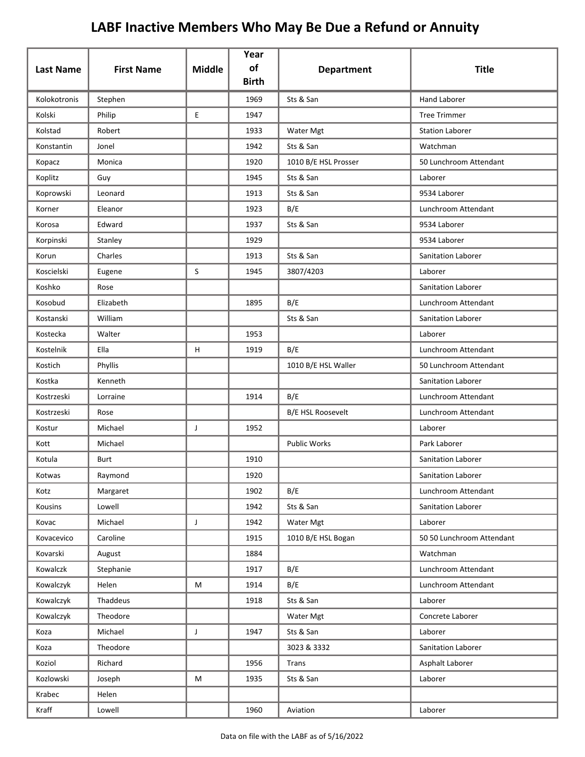# LABF Inactive Members Who May Be Due a Refund or Annuity

| Last Name | First Name | Middle | Year of Birth | Department | Title |
|---|---|---|---|---|---|
| Kolokotronis | Stephen | | 1969 | Sts & San | Hand Laborer |
| Kolski | Philip | E | 1947 | | Tree Trimmer |
| Kolstad | Robert | | 1933 | Water Mgt | Station Laborer |
| Konstantin | Jonel | | 1942 | Sts & San | Watchman |
| Kopacz | Monica | | 1920 | 1010 B/E HSL Prosser | 50 Lunchroom Attendant |
| Koplitz | Guy | | 1945 | Sts & San | Laborer |
| Koprowski | Leonard | | 1913 | Sts & San | 9534 Laborer |
| Korner | Eleanor | | 1923 | B/E | Lunchroom Attendant |
| Korosa | Edward | | 1937 | Sts & San | 9534 Laborer |
| Korpinski | Stanley | | 1929 | | 9534 Laborer |
| Korun | Charles | | 1913 | Sts & San | Sanitation Laborer |
| Koscielski | Eugene | S | 1945 | 3807/4203 | Laborer |
| Koshko | Rose | | | | Sanitation Laborer |
| Kosobud | Elizabeth | | 1895 | B/E | Lunchroom Attendant |
| Kostanski | William | | | Sts & San | Sanitation Laborer |
| Kostecka | Walter | | 1953 | | Laborer |
| Kostelnik | Ella | H | 1919 | B/E | Lunchroom Attendant |
| Kostich | Phyllis | | | 1010 B/E HSL Waller | 50 Lunchroom Attendant |
| Kostka | Kenneth | | | | Sanitation Laborer |
| Kostrzeski | Lorraine | | 1914 | B/E | Lunchroom Attendant |
| Kostrzeski | Rose | | | B/E HSL Roosevelt | Lunchroom Attendant |
| Kostur | Michael | J | 1952 | | Laborer |
| Kott | Michael | | | Public Works | Park Laborer |
| Kotula | Burt | | 1910 | | Sanitation Laborer |
| Kotwas | Raymond | | 1920 | | Sanitation Laborer |
| Kotz | Margaret | | 1902 | B/E | Lunchroom Attendant |
| Kousins | Lowell | | 1942 | Sts & San | Sanitation Laborer |
| Kovac | Michael | J | 1942 | Water Mgt | Laborer |
| Kovacevico | Caroline | | 1915 | 1010 B/E HSL Bogan | 50 50 Lunchroom Attendant |
| Kovarski | August | | 1884 | | Watchman |
| Kowalczk | Stephanie | | 1917 | B/E | Lunchroom Attendant |
| Kowalczyk | Helen | M | 1914 | B/E | Lunchroom Attendant |
| Kowalczyk | Thaddeus | | 1918 | Sts & San | Laborer |
| Kowalczyk | Theodore | | | Water Mgt | Concrete Laborer |
| Koza | Michael | J | 1947 | Sts & San | Laborer |
| Koza | Theodore | | | 3023 & 3332 | Sanitation Laborer |
| Koziol | Richard | | 1956 | Trans | Asphalt Laborer |
| Kozlowski | Joseph | M | 1935 | Sts & San | Laborer |
| Krabec | Helen | | | | |
| Kraff | Lowell | | 1960 | Aviation | Laborer |

Data on file with the LABF as of 5/16/2022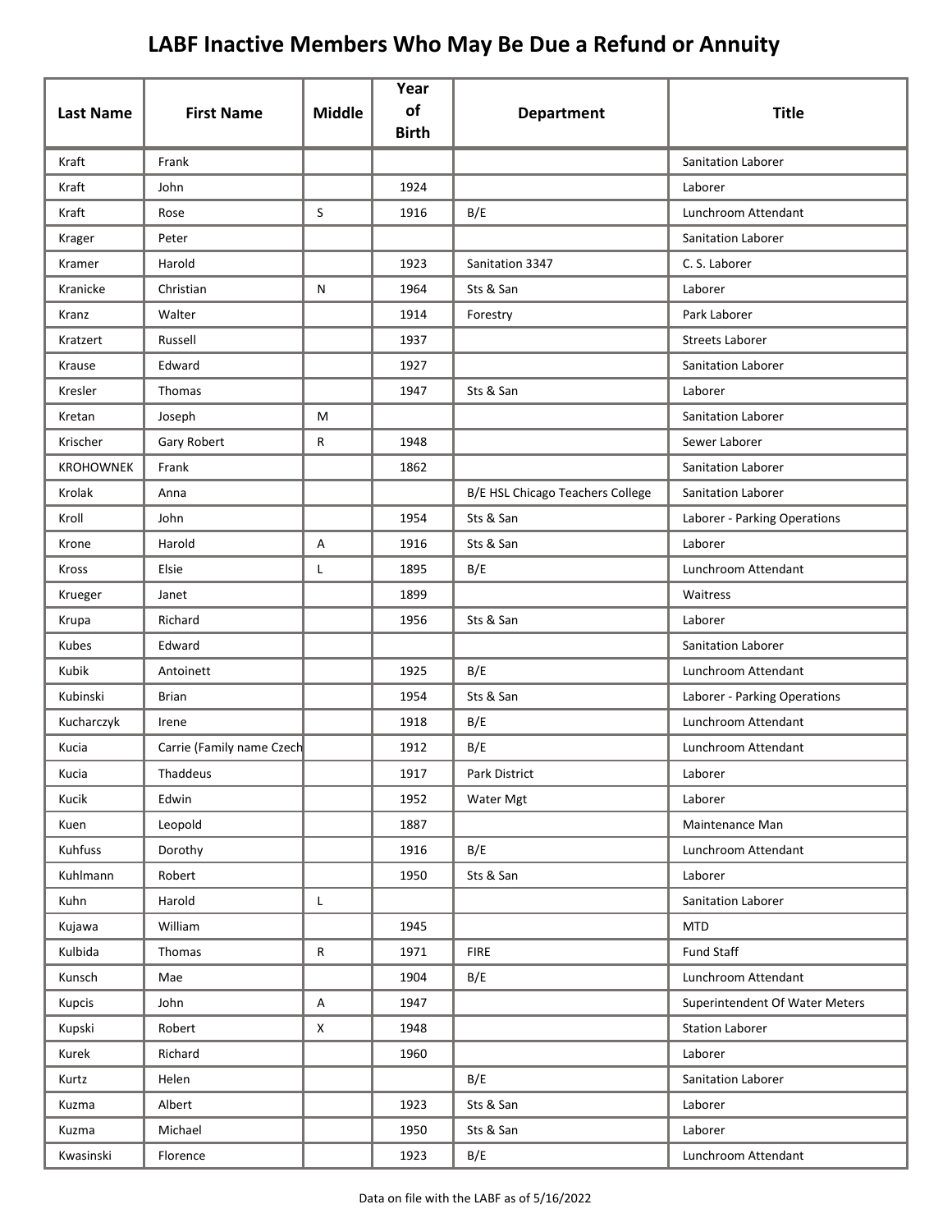# LABF Inactive Members Who May Be Due a Refund or Annuity

| Last Name | First Name | Middle | Year of Birth | Department | Title |
|---|---|---|---|---|---|
| Kraft | Frank | | | | Sanitation Laborer |
| Kraft | John | | 1924 | | Laborer |
| Kraft | Rose | S | 1916 | B/E | Lunchroom Attendant |
| Krager | Peter | | | | Sanitation Laborer |
| Kramer | Harold | | 1923 | Sanitation 3347 | C. S. Laborer |
| Kranicke | Christian | N | 1964 | Sts & San | Laborer |
| Kranz | Walter | | 1914 | Forestry | Park Laborer |
| Kratzert | Russell | | 1937 | | Streets Laborer |
| Krause | Edward | | 1927 | | Sanitation Laborer |
| Kresler | Thomas | | 1947 | Sts & San | Laborer |
| Kretan | Joseph | M | | | Sanitation Laborer |
| Krischer | Gary Robert | R | 1948 | | Sewer Laborer |
| KROHOWNEK | Frank | | 1862 | | Sanitation Laborer |
| Krolak | Anna | | | B/E HSL Chicago Teachers College | Sanitation Laborer |
| Kroll | John | | 1954 | Sts & San | Laborer - Parking Operations |
| Krone | Harold | A | 1916 | Sts & San | Laborer |
| Kross | Elsie | L | 1895 | B/E | Lunchroom Attendant |
| Krueger | Janet | | 1899 | | Waitress |
| Krupa | Richard | | 1956 | Sts & San | Laborer |
| Kubes | Edward | | | | Sanitation Laborer |
| Kubik | Antoinett | | 1925 | B/E | Lunchroom Attendant |
| Kubinski | Brian | | 1954 | Sts & San | Laborer - Parking Operations |
| Kucharczyk | Irene | | 1918 | B/E | Lunchroom Attendant |
| Kucia | Carrie (Family name Czech | | 1912 | B/E | Lunchroom Attendant |
| Kucia | Thaddeus | | 1917 | Park District | Laborer |
| Kucik | Edwin | | 1952 | Water Mgt | Laborer |
| Kuen | Leopold | | 1887 | | Maintenance Man |
| Kuhfuss | Dorothy | | 1916 | B/E | Lunchroom Attendant |
| Kuhlmann | Robert | | 1950 | Sts & San | Laborer |
| Kuhn | Harold | L | | | Sanitation Laborer |
| Kujawa | William | | 1945 | | MTD |
| Kulbida | Thomas | R | 1971 | FIRE | Fund Staff |
| Kunsch | Mae | | 1904 | B/E | Lunchroom Attendant |
| Kupcis | John | A | 1947 | | Superintendent Of Water Meters |
| Kupski | Robert | X | 1948 | | Station Laborer |
| Kurek | Richard | | 1960 | | Laborer |
| Kurtz | Helen | | | B/E | Sanitation Laborer |
| Kuzma | Albert | | 1923 | Sts & San | Laborer |
| Kuzma | Michael | | 1950 | Sts & San | Laborer |
| Kwasinski | Florence | | 1923 | B/E | Lunchroom Attendant |

Data on file with the LABF as of 5/16/2022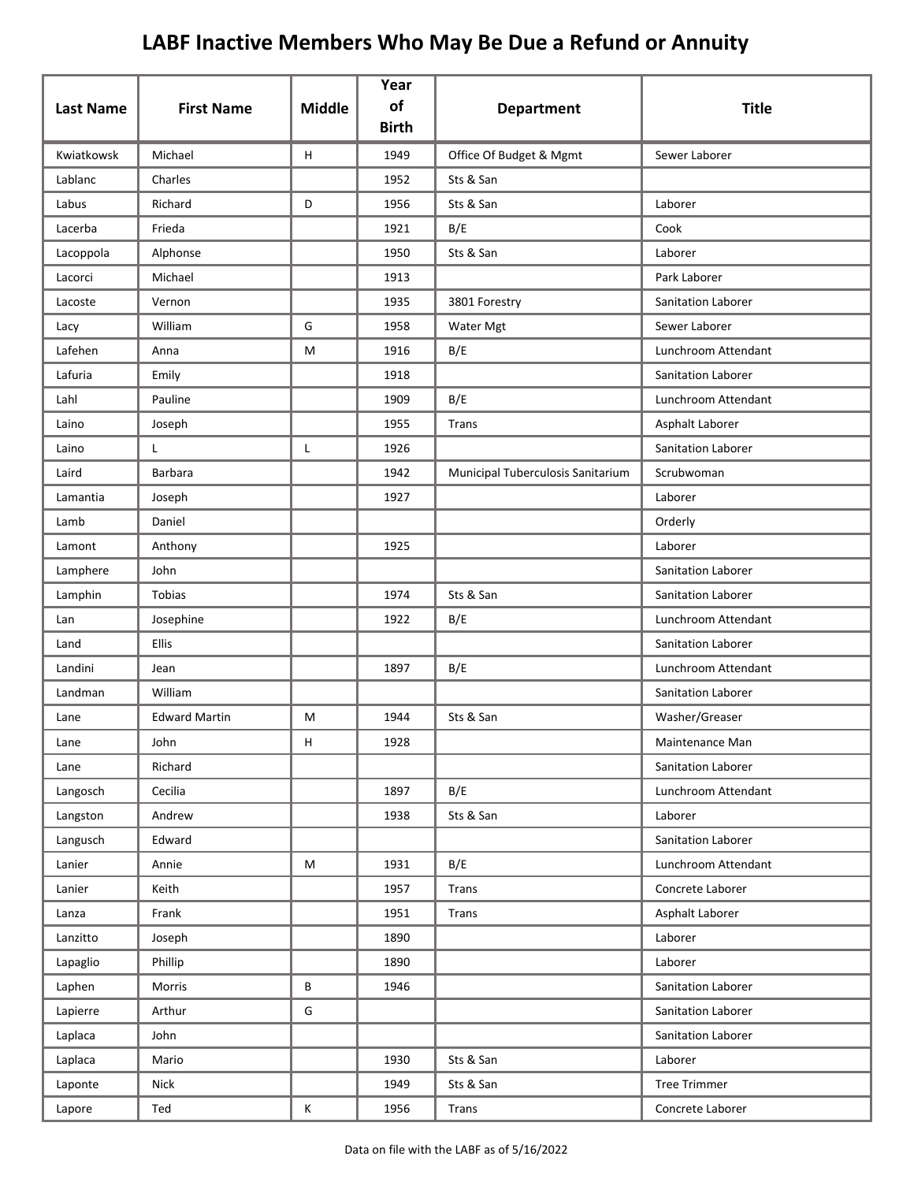# LABF Inactive Members Who May Be Due a Refund or Annuity

| Last Name | First Name | Middle | Year of Birth | Department | Title |
|---|---|---|---|---|---|
| Kwiatkowsk | Michael | H | 1949 | Office Of Budget & Mgmt | Sewer Laborer |
| Lablanc | Charles | | 1952 | Sts & San | |
| Labus | Richard | D | 1956 | Sts & San | Laborer |
| Lacerba | Frieda | | 1921 | B/E | Cook |
| Lacoppola | Alphonse | | 1950 | Sts & San | Laborer |
| Lacorci | Michael | | 1913 | | Park Laborer |
| Lacoste | Vernon | | 1935 | 3801 Forestry | Sanitation Laborer |
| Lacy | William | G | 1958 | Water Mgt | Sewer Laborer |
| Lafehen | Anna | M | 1916 | B/E | Lunchroom Attendant |
| Lafuria | Emily | | 1918 | | Sanitation Laborer |
| Lahl | Pauline | | 1909 | B/E | Lunchroom Attendant |
| Laino | Joseph | | 1955 | Trans | Asphalt Laborer |
| Laino | L | L | 1926 | | Sanitation Laborer |
| Laird | Barbara | | 1942 | Municipal Tuberculosis Sanitarium | Scrubwoman |
| Lamantia | Joseph | | 1927 | | Laborer |
| Lamb | Daniel | | | | Orderly |
| Lamont | Anthony | | 1925 | | Laborer |
| Lamphere | John | | | | Sanitation Laborer |
| Lamphin | Tobias | | 1974 | Sts & San | Sanitation Laborer |
| Lan | Josephine | | 1922 | B/E | Lunchroom Attendant |
| Land | Ellis | | | | Sanitation Laborer |
| Landini | Jean | | 1897 | B/E | Lunchroom Attendant |
| Landman | William | | | | Sanitation Laborer |
| Lane | Edward Martin | M | 1944 | Sts & San | Washer/Greaser |
| Lane | John | H | 1928 | | Maintenance Man |
| Lane | Richard | | | | Sanitation Laborer |
| Langosch | Cecilia | | 1897 | B/E | Lunchroom Attendant |
| Langston | Andrew | | 1938 | Sts & San | Laborer |
| Langusch | Edward | | | | Sanitation Laborer |
| Lanier | Annie | M | 1931 | B/E | Lunchroom Attendant |
| Lanier | Keith | | 1957 | Trans | Concrete Laborer |
| Lanza | Frank | | 1951 | Trans | Asphalt Laborer |
| Lanzitto | Joseph | | 1890 | | Laborer |
| Lapaglio | Phillip | | 1890 | | Laborer |
| Laphen | Morris | B | 1946 | | Sanitation Laborer |
| Lapierre | Arthur | G | | | Sanitation Laborer |
| Laplaca | John | | | | Sanitation Laborer |
| Laplaca | Mario | | 1930 | Sts & San | Laborer |
| Laponte | Nick | | 1949 | Sts & San | Tree Trimmer |
| Lapore | Ted | K | 1956 | Trans | Concrete Laborer |

Data on file with the LABF as of 5/16/2022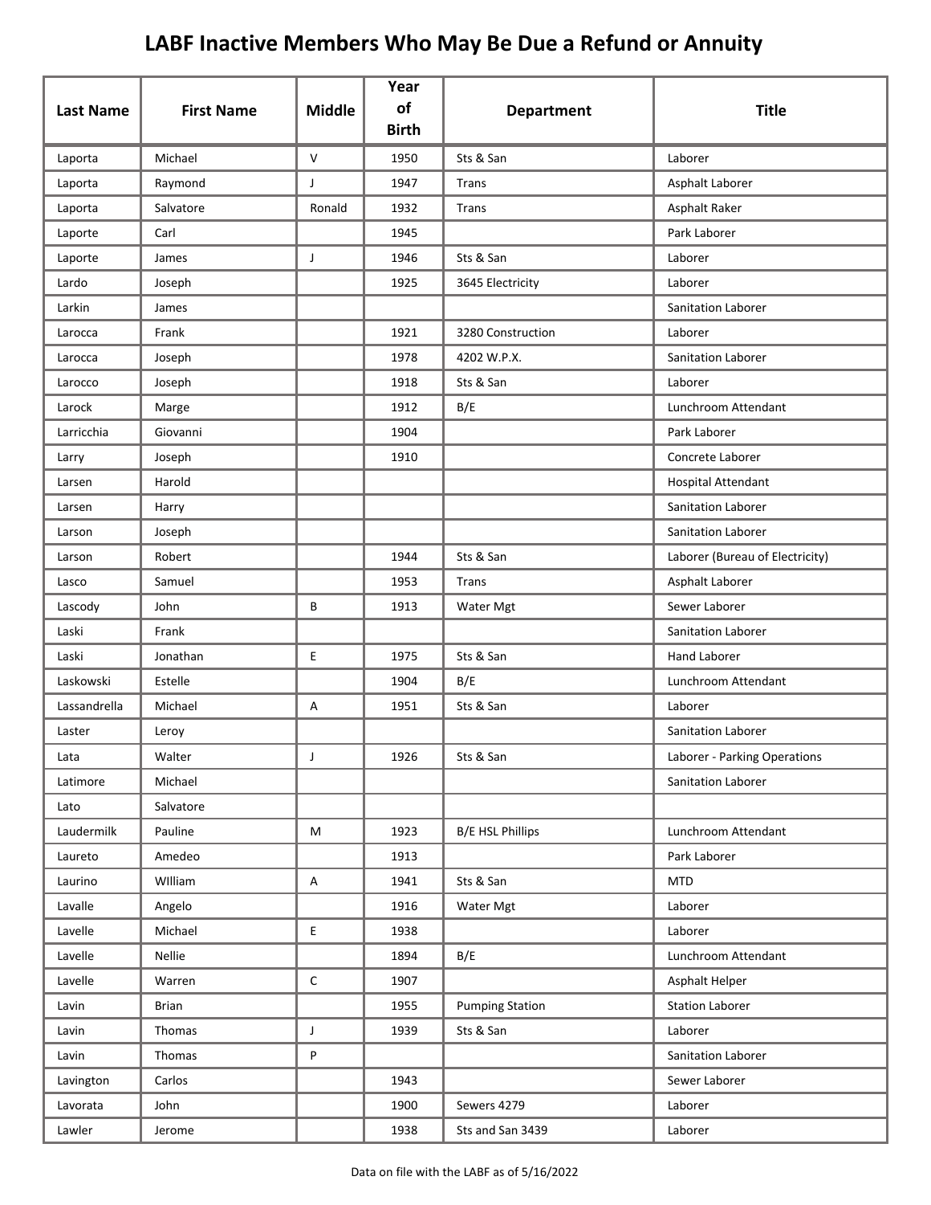# LABF Inactive Members Who May Be Due a Refund or Annuity

| Last Name | First Name | Middle | Year of Birth | Department | Title |
|---|---|---|---|---|---|
| Laporta | Michael | V | 1950 | Sts & San | Laborer |
| Laporta | Raymond | J | 1947 | Trans | Asphalt Laborer |
| Laporta | Salvatore | Ronald | 1932 | Trans | Asphalt Raker |
| Laporte | Carl | | 1945 | | Park Laborer |
| Laporte | James | J | 1946 | Sts & San | Laborer |
| Lardo | Joseph | | 1925 | 3645 Electricity | Laborer |
| Larkin | James | | | | Sanitation Laborer |
| Larocca | Frank | | 1921 | 3280 Construction | Laborer |
| Larocca | Joseph | | 1978 | 4202 W.P.X. | Sanitation Laborer |
| Larocco | Joseph | | 1918 | Sts & San | Laborer |
| Larock | Marge | | 1912 | B/E | Lunchroom Attendant |
| Larricchia | Giovanni | | 1904 | | Park Laborer |
| Larry | Joseph | | 1910 | | Concrete Laborer |
| Larsen | Harold | | | | Hospital Attendant |
| Larsen | Harry | | | | Sanitation Laborer |
| Larson | Joseph | | | | Sanitation Laborer |
| Larson | Robert | | 1944 | Sts & San | Laborer (Bureau of Electricity) |
| Lasco | Samuel | | 1953 | Trans | Asphalt Laborer |
| Lascody | John | B | 1913 | Water Mgt | Sewer Laborer |
| Laski | Frank | | | | Sanitation Laborer |
| Laski | Jonathan | E | 1975 | Sts & San | Hand Laborer |
| Laskowski | Estelle | | 1904 | B/E | Lunchroom Attendant |
| Lassandrella | Michael | A | 1951 | Sts & San | Laborer |
| Laster | Leroy | | | | Sanitation Laborer |
| Lata | Walter | J | 1926 | Sts & San | Laborer - Parking Operations |
| Latimore | Michael | | | | Sanitation Laborer |
| Lato | Salvatore | | | | |
| Laudermilk | Pauline | M | 1923 | B/E HSL Phillips | Lunchroom Attendant |
| Laureto | Amedeo | | 1913 | | Park Laborer |
| Laurino | WIlliam | A | 1941 | Sts & San | MTD |
| Lavalle | Angelo | | 1916 | Water Mgt | Laborer |
| Lavelle | Michael | E | 1938 | | Laborer |
| Lavelle | Nellie | | 1894 | B/E | Lunchroom Attendant |
| Lavelle | Warren | C | 1907 | | Asphalt Helper |
| Lavin | Brian | | 1955 | Pumping Station | Station Laborer |
| Lavin | Thomas | J | 1939 | Sts & San | Laborer |
| Lavin | Thomas | P | | | Sanitation Laborer |
| Lavington | Carlos | | 1943 | | Sewer Laborer |
| Lavorata | John | | 1900 | Sewers 4279 | Laborer |
| Lawler | Jerome | | 1938 | Sts and San 3439 | Laborer |

Data on file with the LABF as of 5/16/2022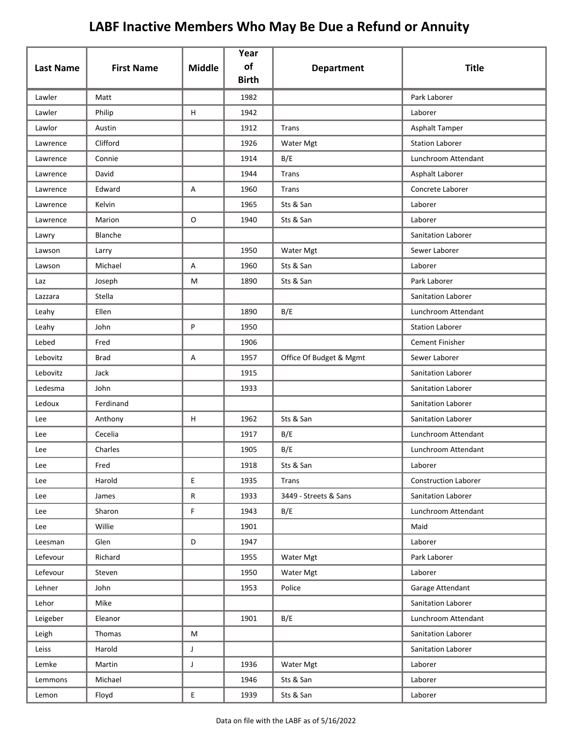# LABF Inactive Members Who May Be Due a Refund or Annuity

| Last Name | First Name | Middle | Year of Birth | Department | Title |
|---|---|---|---|---|---|
| Lawler | Matt | | 1982 | | Park Laborer |
| Lawler | Philip | H | 1942 | | Laborer |
| Lawlor | Austin | | 1912 | Trans | Asphalt Tamper |
| Lawrence | Clifford | | 1926 | Water Mgt | Station Laborer |
| Lawrence | Connie | | 1914 | B/E | Lunchroom Attendant |
| Lawrence | David | | 1944 | Trans | Asphalt Laborer |
| Lawrence | Edward | A | 1960 | Trans | Concrete Laborer |
| Lawrence | Kelvin | | 1965 | Sts & San | Laborer |
| Lawrence | Marion | O | 1940 | Sts & San | Laborer |
| Lawry | Blanche | | | | Sanitation Laborer |
| Lawson | Larry | | 1950 | Water Mgt | Sewer Laborer |
| Lawson | Michael | A | 1960 | Sts & San | Laborer |
| Laz | Joseph | M | 1890 | Sts & San | Park Laborer |
| Lazzara | Stella | | | | Sanitation Laborer |
| Leahy | Ellen | | 1890 | B/E | Lunchroom Attendant |
| Leahy | John | P | 1950 | | Station Laborer |
| Lebed | Fred | | 1906 | | Cement Finisher |
| Lebovitz | Brad | A | 1957 | Office Of Budget & Mgmt | Sewer Laborer |
| Lebovitz | Jack | | 1915 | | Sanitation Laborer |
| Ledesma | John | | 1933 | | Sanitation Laborer |
| Ledoux | Ferdinand | | | | Sanitation Laborer |
| Lee | Anthony | H | 1962 | Sts & San | Sanitation Laborer |
| Lee | Cecelia | | 1917 | B/E | Lunchroom Attendant |
| Lee | Charles | | 1905 | B/E | Lunchroom Attendant |
| Lee | Fred | | 1918 | Sts & San | Laborer |
| Lee | Harold | E | 1935 | Trans | Construction Laborer |
| Lee | James | R | 1933 | 3449 - Streets & Sans | Sanitation Laborer |
| Lee | Sharon | F | 1943 | B/E | Lunchroom Attendant |
| Lee | Willie | | 1901 | | Maid |
| Leesman | Glen | D | 1947 | | Laborer |
| Lefevour | Richard | | 1955 | Water Mgt | Park Laborer |
| Lefevour | Steven | | 1950 | Water Mgt | Laborer |
| Lehner | John | | 1953 | Police | Garage Attendant |
| Lehor | Mike | | | | Sanitation Laborer |
| Leigeber | Eleanor | | 1901 | B/E | Lunchroom Attendant |
| Leigh | Thomas | M | | | Sanitation Laborer |
| Leiss | Harold | J | | | Sanitation Laborer |
| Lemke | Martin | J | 1936 | Water Mgt | Laborer |
| Lemmons | Michael | | 1946 | Sts & San | Laborer |
| Lemon | Floyd | E | 1939 | Sts & San | Laborer |

Data on file with the LABF as of 5/16/2022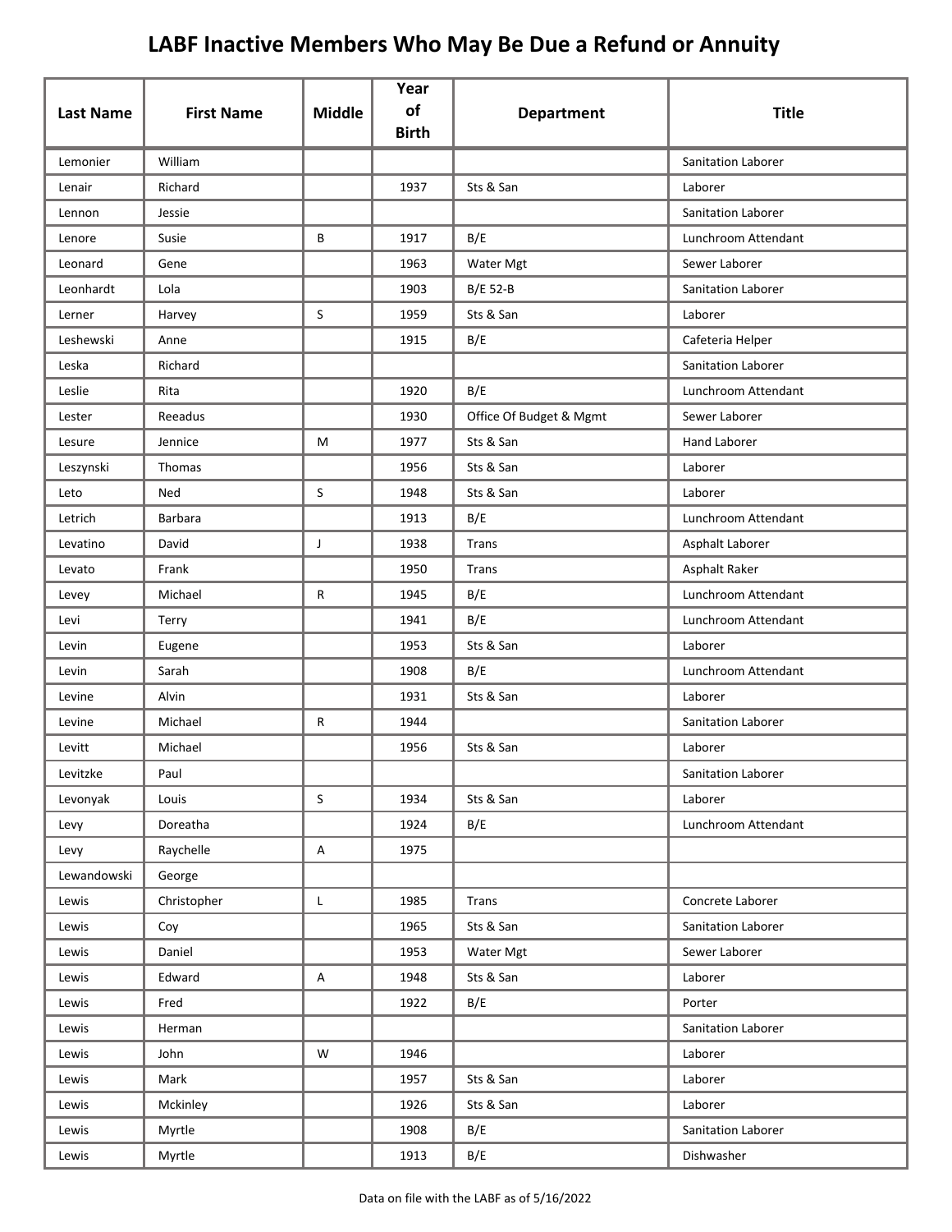# LABF Inactive Members Who May Be Due a Refund or Annuity

| Last Name | First Name | Middle | Year of Birth | Department | Title |
|---|---|---|---|---|---|
| Lemonier | William | | | | Sanitation Laborer |
| Lenair | Richard | | 1937 | Sts & San | Laborer |
| Lennon | Jessie | | | | Sanitation Laborer |
| Lenore | Susie | B | 1917 | B/E | Lunchroom Attendant |
| Leonard | Gene | | 1963 | Water Mgt | Sewer Laborer |
| Leonhardt | Lola | | 1903 | B/E 52-B | Sanitation Laborer |
| Lerner | Harvey | S | 1959 | Sts & San | Laborer |
| Leshewski | Anne | | 1915 | B/E | Cafeteria Helper |
| Leska | Richard | | | | Sanitation Laborer |
| Leslie | Rita | | 1920 | B/E | Lunchroom Attendant |
| Lester | Reeadus | | 1930 | Office Of Budget & Mgmt | Sewer Laborer |
| Lesure | Jennice | M | 1977 | Sts & San | Hand Laborer |
| Leszynski | Thomas | | 1956 | Sts & San | Laborer |
| Leto | Ned | S | 1948 | Sts & San | Laborer |
| Letrich | Barbara | | 1913 | B/E | Lunchroom Attendant |
| Levatino | David | J | 1938 | Trans | Asphalt Laborer |
| Levato | Frank | | 1950 | Trans | Asphalt Raker |
| Levey | Michael | R | 1945 | B/E | Lunchroom Attendant |
| Levi | Terry | | 1941 | B/E | Lunchroom Attendant |
| Levin | Eugene | | 1953 | Sts & San | Laborer |
| Levin | Sarah | | 1908 | B/E | Lunchroom Attendant |
| Levine | Alvin | | 1931 | Sts & San | Laborer |
| Levine | Michael | R | 1944 | | Sanitation Laborer |
| Levitt | Michael | | 1956 | Sts & San | Laborer |
| Levitzke | Paul | | | | Sanitation Laborer |
| Levonyak | Louis | S | 1934 | Sts & San | Laborer |
| Levy | Doreatha | | 1924 | B/E | Lunchroom Attendant |
| Levy | Raychelle | A | 1975 | | |
| Lewandowski | George | | | | |
| Lewis | Christopher | L | 1985 | Trans | Concrete Laborer |
| Lewis | Coy | | 1965 | Sts & San | Sanitation Laborer |
| Lewis | Daniel | | 1953 | Water Mgt | Sewer Laborer |
| Lewis | Edward | A | 1948 | Sts & San | Laborer |
| Lewis | Fred | | 1922 | B/E | Porter |
| Lewis | Herman | | | | Sanitation Laborer |
| Lewis | John | W | 1946 | | Laborer |
| Lewis | Mark | | 1957 | Sts & San | Laborer |
| Lewis | Mckinley | | 1926 | Sts & San | Laborer |
| Lewis | Myrtle | | 1908 | B/E | Sanitation Laborer |
| Lewis | Myrtle | | 1913 | B/E | Dishwasher |

Data on file with the LABF as of 5/16/2022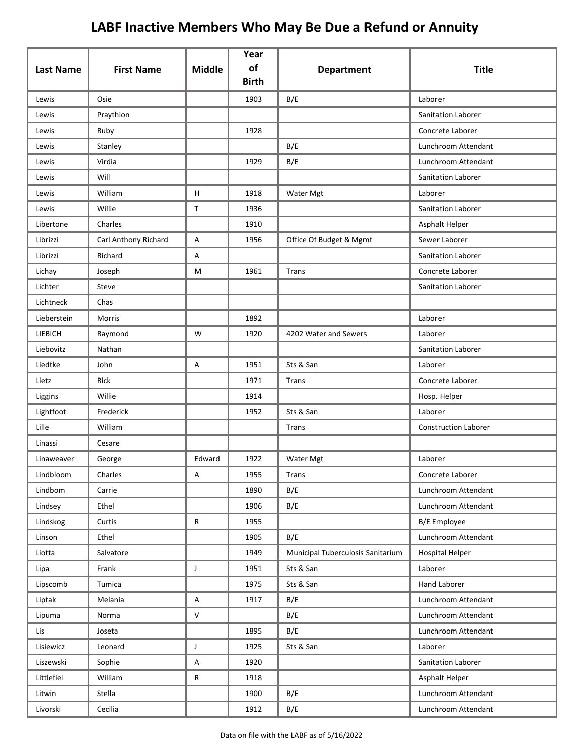# LABF Inactive Members Who May Be Due a Refund or Annuity

| Last Name | First Name | Middle | Year of Birth | Department | Title |
|---|---|---|---|---|---|
| Lewis | Osie | | 1903 | B/E | Laborer |
| Lewis | Praythion | | | | Sanitation Laborer |
| Lewis | Ruby | | 1928 | | Concrete Laborer |
| Lewis | Stanley | | | B/E | Lunchroom Attendant |
| Lewis | Virdia | | 1929 | B/E | Lunchroom Attendant |
| Lewis | Will | | | | Sanitation Laborer |
| Lewis | William | H | 1918 | Water Mgt | Laborer |
| Lewis | Willie | T | 1936 | | Sanitation Laborer |
| Libertone | Charles | | 1910 | | Asphalt Helper |
| Librizzi | Carl Anthony Richard | A | 1956 | Office Of Budget & Mgmt | Sewer Laborer |
| Librizzi | Richard | A | | | Sanitation Laborer |
| Lichay | Joseph | M | 1961 | Trans | Concrete Laborer |
| Lichter | Steve | | | | Sanitation Laborer |
| Lichtneck | Chas | | | | |
| Lieberstein | Morris | | 1892 | | Laborer |
| LIEBICH | Raymond | W | 1920 | 4202 Water and Sewers | Laborer |
| Liebovitz | Nathan | | | | Sanitation Laborer |
| Liedtke | John | A | 1951 | Sts & San | Laborer |
| Lietz | Rick | | 1971 | Trans | Concrete Laborer |
| Liggins | Willie | | 1914 | | Hosp. Helper |
| Lightfoot | Frederick | | 1952 | Sts & San | Laborer |
| Lille | William | | | Trans | Construction Laborer |
| Linassi | Cesare | | | | |
| Linaweaver | George | Edward | 1922 | Water Mgt | Laborer |
| Lindbloom | Charles | A | 1955 | Trans | Concrete Laborer |
| Lindbom | Carrie | | 1890 | B/E | Lunchroom Attendant |
| Lindsey | Ethel | | 1906 | B/E | Lunchroom Attendant |
| Lindskog | Curtis | R | 1955 | | B/E Employee |
| Linson | Ethel | | 1905 | B/E | Lunchroom Attendant |
| Liotta | Salvatore | | 1949 | Municipal Tuberculosis Sanitarium | Hospital Helper |
| Lipa | Frank | J | 1951 | Sts & San | Laborer |
| Lipscomb | Tumica | | 1975 | Sts & San | Hand Laborer |
| Liptak | Melania | A | 1917 | B/E | Lunchroom Attendant |
| Lipuma | Norma | V | | B/E | Lunchroom Attendant |
| Lis | Joseta | | 1895 | B/E | Lunchroom Attendant |
| Lisiewicz | Leonard | J | 1925 | Sts & San | Laborer |
| Liszewski | Sophie | A | 1920 | | Sanitation Laborer |
| Littlefiel | William | R | 1918 | | Asphalt Helper |
| Litwin | Stella | | 1900 | B/E | Lunchroom Attendant |
| Livorski | Cecilia | | 1912 | B/E | Lunchroom Attendant |

Data on file with the LABF as of 5/16/2022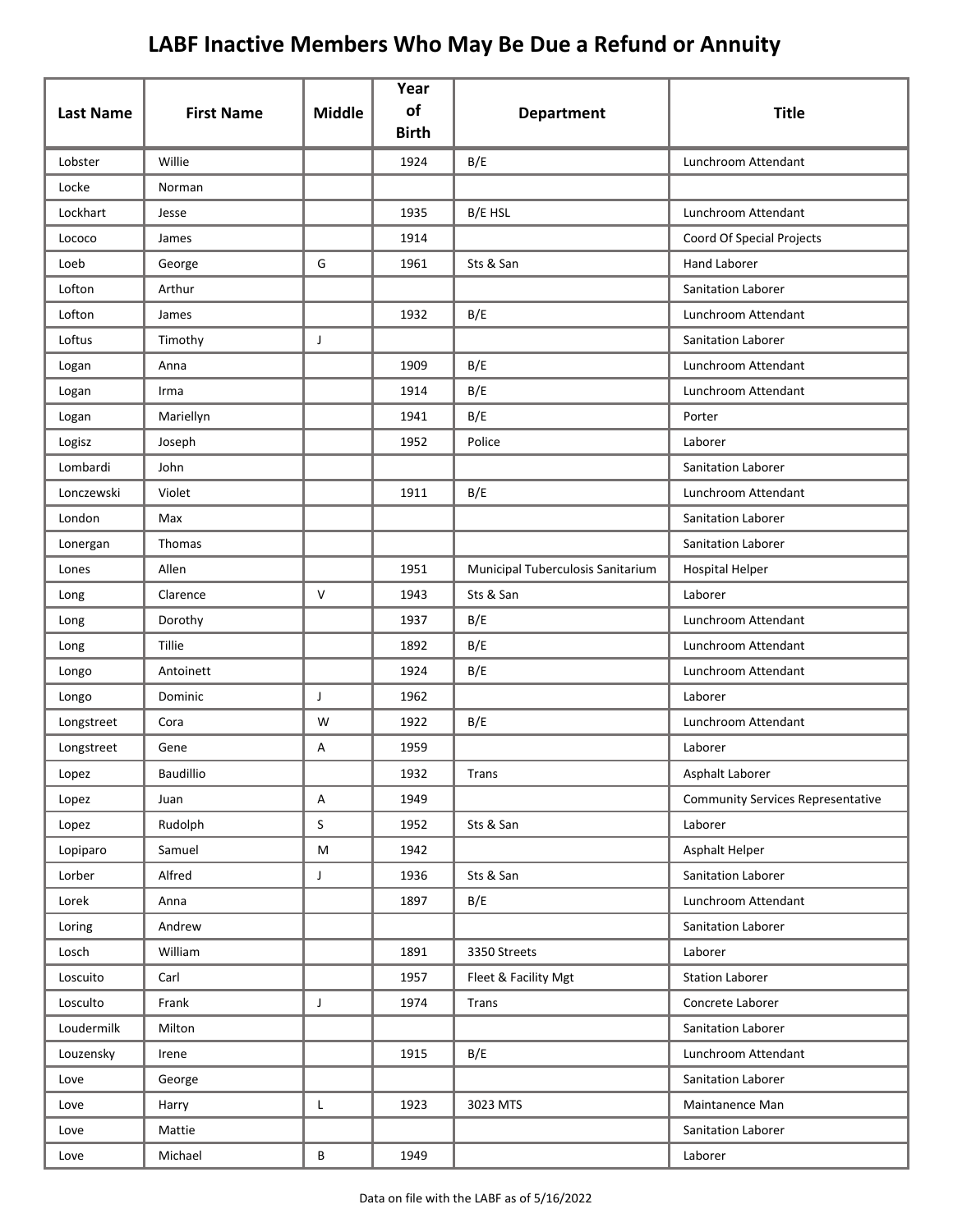# LABF Inactive Members Who May Be Due a Refund or Annuity

| Last Name | First Name | Middle | Year of Birth | Department | Title |
|---|---|---|---|---|---|
| Lobster | Willie | | 1924 | B/E | Lunchroom Attendant |
| Locke | Norman | | | | |
| Lockhart | Jesse | | 1935 | B/E HSL | Lunchroom Attendant |
| Lococo | James | | 1914 | | Coord Of Special Projects |
| Loeb | George | G | 1961 | Sts & San | Hand Laborer |
| Lofton | Arthur | | | | Sanitation Laborer |
| Lofton | James | | 1932 | B/E | Lunchroom Attendant |
| Loftus | Timothy | J | | | Sanitation Laborer |
| Logan | Anna | | 1909 | B/E | Lunchroom Attendant |
| Logan | Irma | | 1914 | B/E | Lunchroom Attendant |
| Logan | Mariellyn | | 1941 | B/E | Porter |
| Logisz | Joseph | | 1952 | Police | Laborer |
| Lombardi | John | | | | Sanitation Laborer |
| Lonczewski | Violet | | 1911 | B/E | Lunchroom Attendant |
| London | Max | | | | Sanitation Laborer |
| Lonergan | Thomas | | | | Sanitation Laborer |
| Lones | Allen | | 1951 | Municipal Tuberculosis Sanitarium | Hospital Helper |
| Long | Clarence | V | 1943 | Sts & San | Laborer |
| Long | Dorothy | | 1937 | B/E | Lunchroom Attendant |
| Long | Tillie | | 1892 | B/E | Lunchroom Attendant |
| Longo | Antoinett | | 1924 | B/E | Lunchroom Attendant |
| Longo | Dominic | J | 1962 | | Laborer |
| Longstreet | Cora | W | 1922 | B/E | Lunchroom Attendant |
| Longstreet | Gene | A | 1959 | | Laborer |
| Lopez | Baudillio | | 1932 | Trans | Asphalt Laborer |
| Lopez | Juan | A | 1949 | | Community Services Representative |
| Lopez | Rudolph | S | 1952 | Sts & San | Laborer |
| Lopiparo | Samuel | M | 1942 | | Asphalt Helper |
| Lorber | Alfred | J | 1936 | Sts & San | Sanitation Laborer |
| Lorek | Anna | | 1897 | B/E | Lunchroom Attendant |
| Loring | Andrew | | | | Sanitation Laborer |
| Losch | William | | 1891 | 3350 Streets | Laborer |
| Loscuito | Carl | | 1957 | Fleet & Facility Mgt | Station Laborer |
| Losculto | Frank | J | 1974 | Trans | Concrete Laborer |
| Loudermilk | Milton | | | | Sanitation Laborer |
| Louzensky | Irene | | 1915 | B/E | Lunchroom Attendant |
| Love | George | | | | Sanitation Laborer |
| Love | Harry | L | 1923 | 3023 MTS | Maintanence Man |
| Love | Mattie | | | | Sanitation Laborer |
| Love | Michael | B | 1949 | | Laborer |

Data on file with the LABF as of 5/16/2022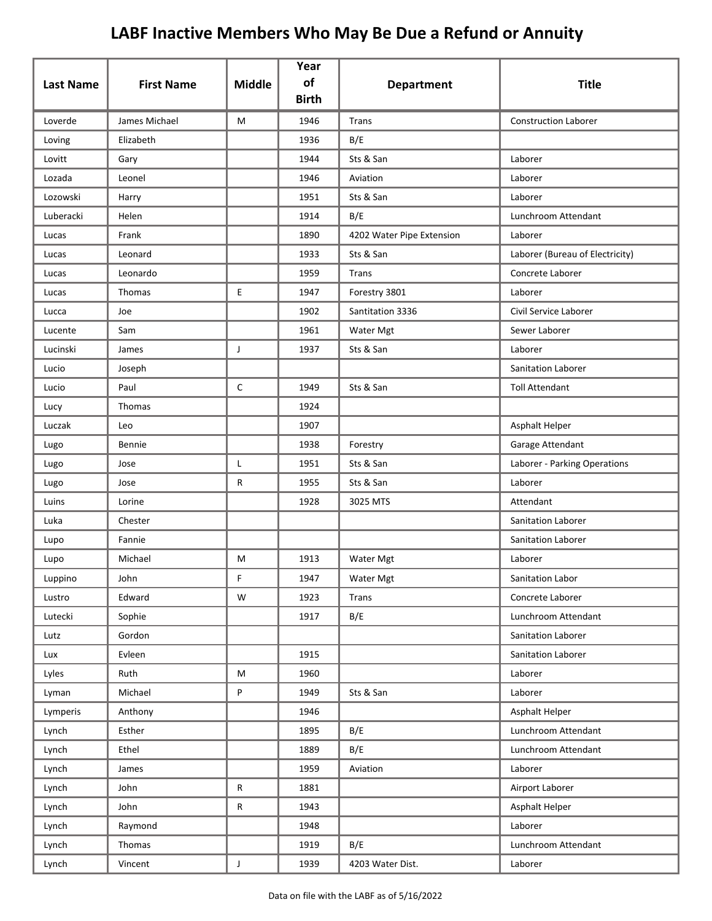# LABF Inactive Members Who May Be Due a Refund or Annuity

| Last Name | First Name | Middle | Year of Birth | Department | Title |
|---|---|---|---|---|---|
| Loverde | James Michael | M | 1946 | Trans | Construction Laborer |
| Loving | Elizabeth | | 1936 | B/E | |
| Lovitt | Gary | | 1944 | Sts & San | Laborer |
| Lozada | Leonel | | 1946 | Aviation | Laborer |
| Lozowski | Harry | | 1951 | Sts & San | Laborer |
| Luberacki | Helen | | 1914 | B/E | Lunchroom Attendant |
| Lucas | Frank | | 1890 | 4202 Water Pipe Extension | Laborer |
| Lucas | Leonard | | 1933 | Sts & San | Laborer (Bureau of Electricity) |
| Lucas | Leonardo | | 1959 | Trans | Concrete Laborer |
| Lucas | Thomas | E | 1947 | Forestry 3801 | Laborer |
| Lucca | Joe | | 1902 | Santitation 3336 | Civil Service Laborer |
| Lucente | Sam | | 1961 | Water Mgt | Sewer Laborer |
| Lucinski | James | J | 1937 | Sts & San | Laborer |
| Lucio | Joseph | | | | Sanitation Laborer |
| Lucio | Paul | C | 1949 | Sts & San | Toll Attendant |
| Lucy | Thomas | | 1924 | | |
| Luczak | Leo | | 1907 | | Asphalt Helper |
| Lugo | Bennie | | 1938 | Forestry | Garage Attendant |
| Lugo | Jose | L | 1951 | Sts & San | Laborer - Parking Operations |
| Lugo | Jose | R | 1955 | Sts & San | Laborer |
| Luins | Lorine | | 1928 | 3025 MTS | Attendant |
| Luka | Chester | | | | Sanitation Laborer |
| Lupo | Fannie | | | | Sanitation Laborer |
| Lupo | Michael | M | 1913 | Water Mgt | Laborer |
| Luppino | John | F | 1947 | Water Mgt | Sanitation Labor |
| Lustro | Edward | W | 1923 | Trans | Concrete Laborer |
| Lutecki | Sophie | | 1917 | B/E | Lunchroom Attendant |
| Lutz | Gordon | | | | Sanitation Laborer |
| Lux | Evleen | | 1915 | | Sanitation Laborer |
| Lyles | Ruth | M | 1960 | | Laborer |
| Lyman | Michael | P | 1949 | Sts & San | Laborer |
| Lymperis | Anthony | | 1946 | | Asphalt Helper |
| Lynch | Esther | | 1895 | B/E | Lunchroom Attendant |
| Lynch | Ethel | | 1889 | B/E | Lunchroom Attendant |
| Lynch | James | | 1959 | Aviation | Laborer |
| Lynch | John | R | 1881 | | Airport Laborer |
| Lynch | John | R | 1943 | | Asphalt Helper |
| Lynch | Raymond | | 1948 | | Laborer |
| Lynch | Thomas | | 1919 | B/E | Lunchroom Attendant |
| Lynch | Vincent | J | 1939 | 4203 Water Dist. | Laborer |

Data on file with the LABF as of 5/16/2022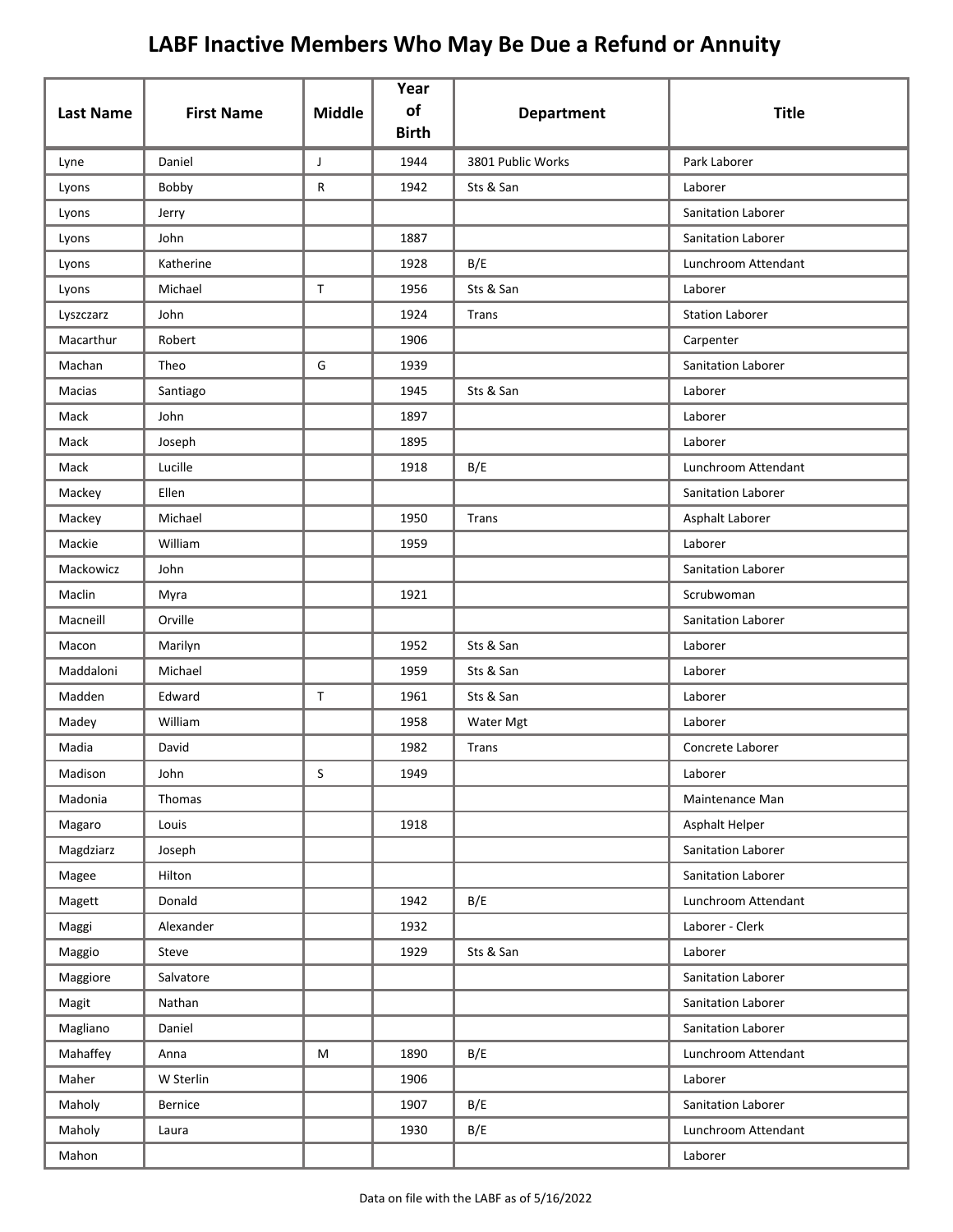# LABF Inactive Members Who May Be Due a Refund or Annuity

| Last Name | First Name | Middle | Year of Birth | Department | Title |
|---|---|---|---|---|---|
| Lyne | Daniel | J | 1944 | 3801 Public Works | Park Laborer |
| Lyons | Bobby | R | 1942 | Sts & San | Laborer |
| Lyons | Jerry | | | | Sanitation Laborer |
| Lyons | John | | 1887 | | Sanitation Laborer |
| Lyons | Katherine | | 1928 | B/E | Lunchroom Attendant |
| Lyons | Michael | T | 1956 | Sts & San | Laborer |
| Lyszczarz | John | | 1924 | Trans | Station Laborer |
| Macarthur | Robert | | 1906 | | Carpenter |
| Machan | Theo | G | 1939 | | Sanitation Laborer |
| Macias | Santiago | | 1945 | Sts & San | Laborer |
| Mack | John | | 1897 | | Laborer |
| Mack | Joseph | | 1895 | | Laborer |
| Mack | Lucille | | 1918 | B/E | Lunchroom Attendant |
| Mackey | Ellen | | | | Sanitation Laborer |
| Mackey | Michael | | 1950 | Trans | Asphalt Laborer |
| Mackie | William | | 1959 | | Laborer |
| Mackowicz | John | | | | Sanitation Laborer |
| Maclin | Myra | | 1921 | | Scrubwoman |
| Macneill | Orville | | | | Sanitation Laborer |
| Macon | Marilyn | | 1952 | Sts & San | Laborer |
| Maddaloni | Michael | | 1959 | Sts & San | Laborer |
| Madden | Edward | T | 1961 | Sts & San | Laborer |
| Madey | William | | 1958 | Water Mgt | Laborer |
| Madia | David | | 1982 | Trans | Concrete Laborer |
| Madison | John | S | 1949 | | Laborer |
| Madonia | Thomas | | | | Maintenance Man |
| Magaro | Louis | | 1918 | | Asphalt Helper |
| Magdziarz | Joseph | | | | Sanitation Laborer |
| Magee | Hilton | | | | Sanitation Laborer |
| Magett | Donald | | 1942 | B/E | Lunchroom Attendant |
| Maggi | Alexander | | 1932 | | Laborer - Clerk |
| Maggio | Steve | | 1929 | Sts & San | Laborer |
| Maggiore | Salvatore | | | | Sanitation Laborer |
| Magit | Nathan | | | | Sanitation Laborer |
| Magliano | Daniel | | | | Sanitation Laborer |
| Mahaffey | Anna | M | 1890 | B/E | Lunchroom Attendant |
| Maher | W Sterlin | | 1906 | | Laborer |
| Maholy | Bernice | | 1907 | B/E | Sanitation Laborer |
| Maholy | Laura | | 1930 | B/E | Lunchroom Attendant |
| Mahon | | | | | Laborer |

Data on file with the LABF as of 5/16/2022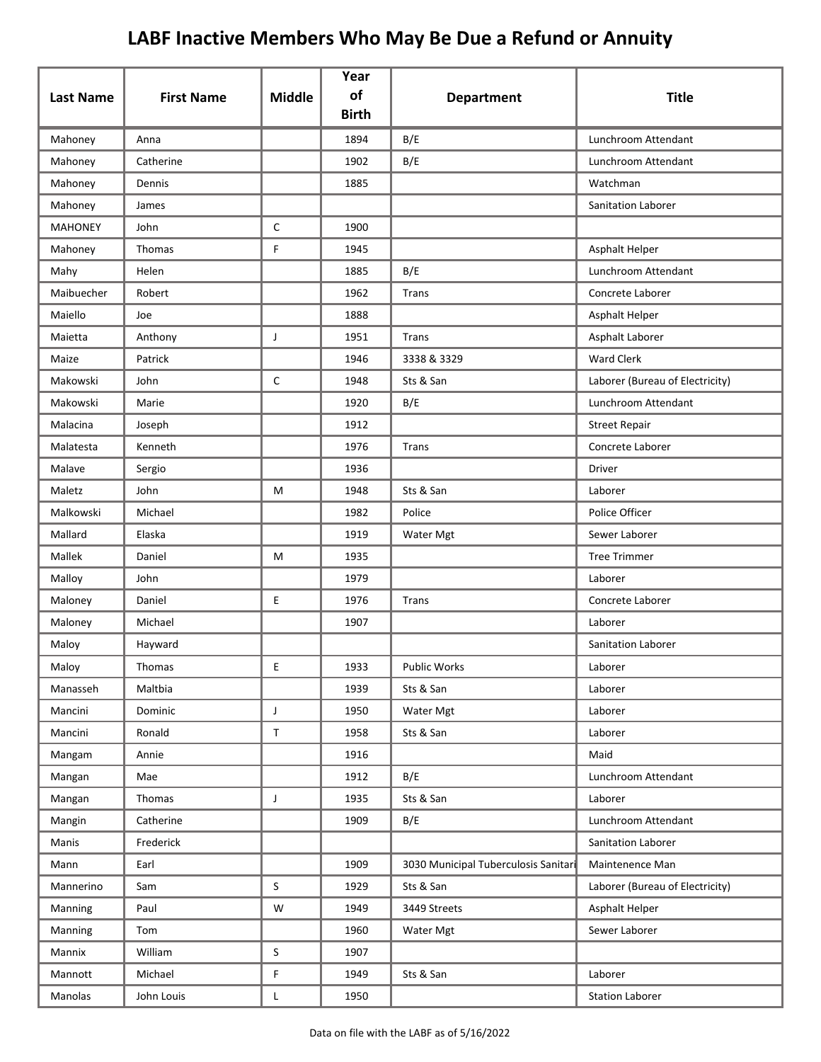# LABF Inactive Members Who May Be Due a Refund or Annuity

| Last Name | First Name | Middle | Year of Birth | Department | Title |
|---|---|---|---|---|---|
| Mahoney | Anna | | 1894 | B/E | Lunchroom Attendant |
| Mahoney | Catherine | | 1902 | B/E | Lunchroom Attendant |
| Mahoney | Dennis | | 1885 | | Watchman |
| Mahoney | James | | | | Sanitation Laborer |
| MAHONEY | John | C | 1900 | | |
| Mahoney | Thomas | F | 1945 | | Asphalt Helper |
| Mahy | Helen | | 1885 | B/E | Lunchroom Attendant |
| Maibuecher | Robert | | 1962 | Trans | Concrete Laborer |
| Maiello | Joe | | 1888 | | Asphalt Helper |
| Maietta | Anthony | J | 1951 | Trans | Asphalt Laborer |
| Maize | Patrick | | 1946 | 3338 & 3329 | Ward Clerk |
| Makowski | John | C | 1948 | Sts & San | Laborer (Bureau of Electricity) |
| Makowski | Marie | | 1920 | B/E | Lunchroom Attendant |
| Malacina | Joseph | | 1912 | | Street Repair |
| Malatesta | Kenneth | | 1976 | Trans | Concrete Laborer |
| Malave | Sergio | | 1936 | | Driver |
| Maletz | John | M | 1948 | Sts & San | Laborer |
| Malkowski | Michael | | 1982 | Police | Police Officer |
| Mallard | Elaska | | 1919 | Water Mgt | Sewer Laborer |
| Mallek | Daniel | M | 1935 | | Tree Trimmer |
| Malloy | John | | 1979 | | Laborer |
| Maloney | Daniel | E | 1976 | Trans | Concrete Laborer |
| Maloney | Michael | | 1907 | | Laborer |
| Maloy | Hayward | | | | Sanitation Laborer |
| Maloy | Thomas | E | 1933 | Public Works | Laborer |
| Manasseh | Maltbia | | 1939 | Sts & San | Laborer |
| Mancini | Dominic | J | 1950 | Water Mgt | Laborer |
| Mancini | Ronald | T | 1958 | Sts & San | Laborer |
| Mangam | Annie | | 1916 | | Maid |
| Mangan | Mae | | 1912 | B/E | Lunchroom Attendant |
| Mangan | Thomas | J | 1935 | Sts & San | Laborer |
| Mangin | Catherine | | 1909 | B/E | Lunchroom Attendant |
| Manis | Frederick | | | | Sanitation Laborer |
| Mann | Earl | | 1909 | 3030 Municipal Tuberculosis Sanitari | Maintenence Man |
| Mannerino | Sam | S | 1929 | Sts & San | Laborer (Bureau of Electricity) |
| Manning | Paul | W | 1949 | 3449 Streets | Asphalt Helper |
| Manning | Tom | | 1960 | Water Mgt | Sewer Laborer |
| Mannix | William | S | 1907 | | |
| Mannott | Michael | F | 1949 | Sts & San | Laborer |
| Manolas | John Louis | L | 1950 | | Station Laborer |

Data on file with the LABF as of 5/16/2022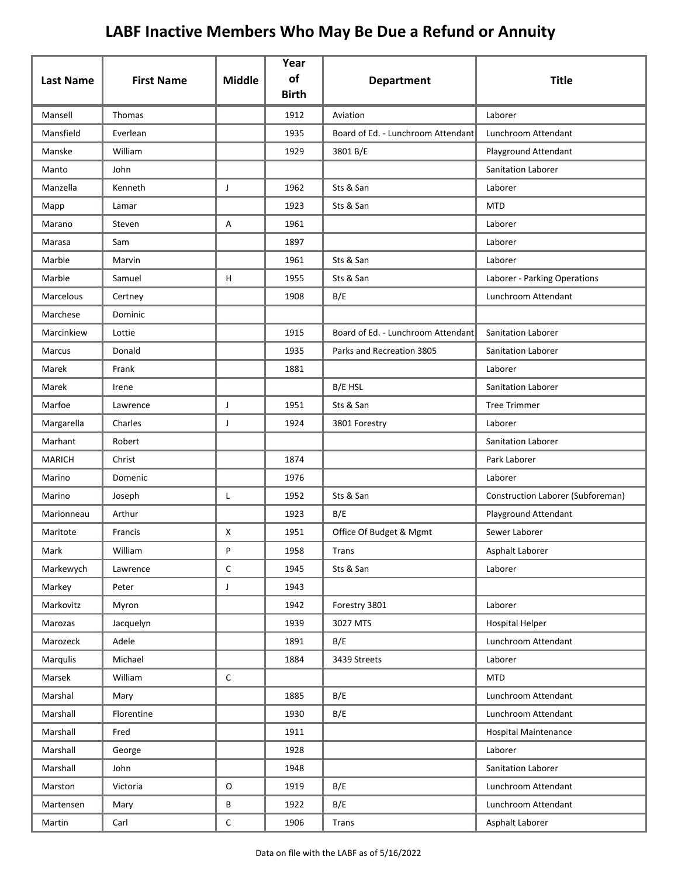# LABF Inactive Members Who May Be Due a Refund or Annuity

| Last Name | First Name | Middle | Year of Birth | Department | Title |
|---|---|---|---|---|---|
| Mansell | Thomas | | 1912 | Aviation | Laborer |
| Mansfield | Everlean | | 1935 | Board of Ed. - Lunchroom Attendant | Lunchroom Attendant |
| Manske | William | | 1929 | 3801 B/E | Playground Attendant |
| Manto | John | | | | Sanitation Laborer |
| Manzella | Kenneth | J | 1962 | Sts & San | Laborer |
| Mapp | Lamar | | 1923 | Sts & San | MTD |
| Marano | Steven | A | 1961 | | Laborer |
| Marasa | Sam | | 1897 | | Laborer |
| Marble | Marvin | | 1961 | Sts & San | Laborer |
| Marble | Samuel | H | 1955 | Sts & San | Laborer - Parking Operations |
| Marcelous | Certney | | 1908 | B/E | Lunchroom Attendant |
| Marchese | Dominic | | | | |
| Marcinkiew | Lottie | | 1915 | Board of Ed. - Lunchroom Attendant | Sanitation Laborer |
| Marcus | Donald | | 1935 | Parks and Recreation 3805 | Sanitation Laborer |
| Marek | Frank | | 1881 | | Laborer |
| Marek | Irene | | | B/E HSL | Sanitation Laborer |
| Marfoe | Lawrence | J | 1951 | Sts & San | Tree Trimmer |
| Margarella | Charles | J | 1924 | 3801 Forestry | Laborer |
| Marhant | Robert | | | | Sanitation Laborer |
| MARICH | Christ | | 1874 | | Park Laborer |
| Marino | Domenic | | 1976 | | Laborer |
| Marino | Joseph | L | 1952 | Sts & San | Construction Laborer (Subforeman) |
| Marionneau | Arthur | | 1923 | B/E | Playground Attendant |
| Maritote | Francis | X | 1951 | Office Of Budget & Mgmt | Sewer Laborer |
| Mark | William | P | 1958 | Trans | Asphalt Laborer |
| Markewych | Lawrence | C | 1945 | Sts & San | Laborer |
| Markey | Peter | J | 1943 | | |
| Markovitz | Myron | | 1942 | Forestry 3801 | Laborer |
| Marozas | Jacquelyn | | 1939 | 3027 MTS | Hospital Helper |
| Marozeck | Adele | | 1891 | B/E | Lunchroom Attendant |
| Marqulis | Michael | | 1884 | 3439 Streets | Laborer |
| Marsek | William | C | | | MTD |
| Marshal | Mary | | 1885 | B/E | Lunchroom Attendant |
| Marshall | Florentine | | 1930 | B/E | Lunchroom Attendant |
| Marshall | Fred | | 1911 | | Hospital Maintenance |
| Marshall | George | | 1928 | | Laborer |
| Marshall | John | | 1948 | | Sanitation Laborer |
| Marston | Victoria | O | 1919 | B/E | Lunchroom Attendant |
| Martensen | Mary | B | 1922 | B/E | Lunchroom Attendant |
| Martin | Carl | C | 1906 | Trans | Asphalt Laborer |

Data on file with the LABF as of 5/16/2022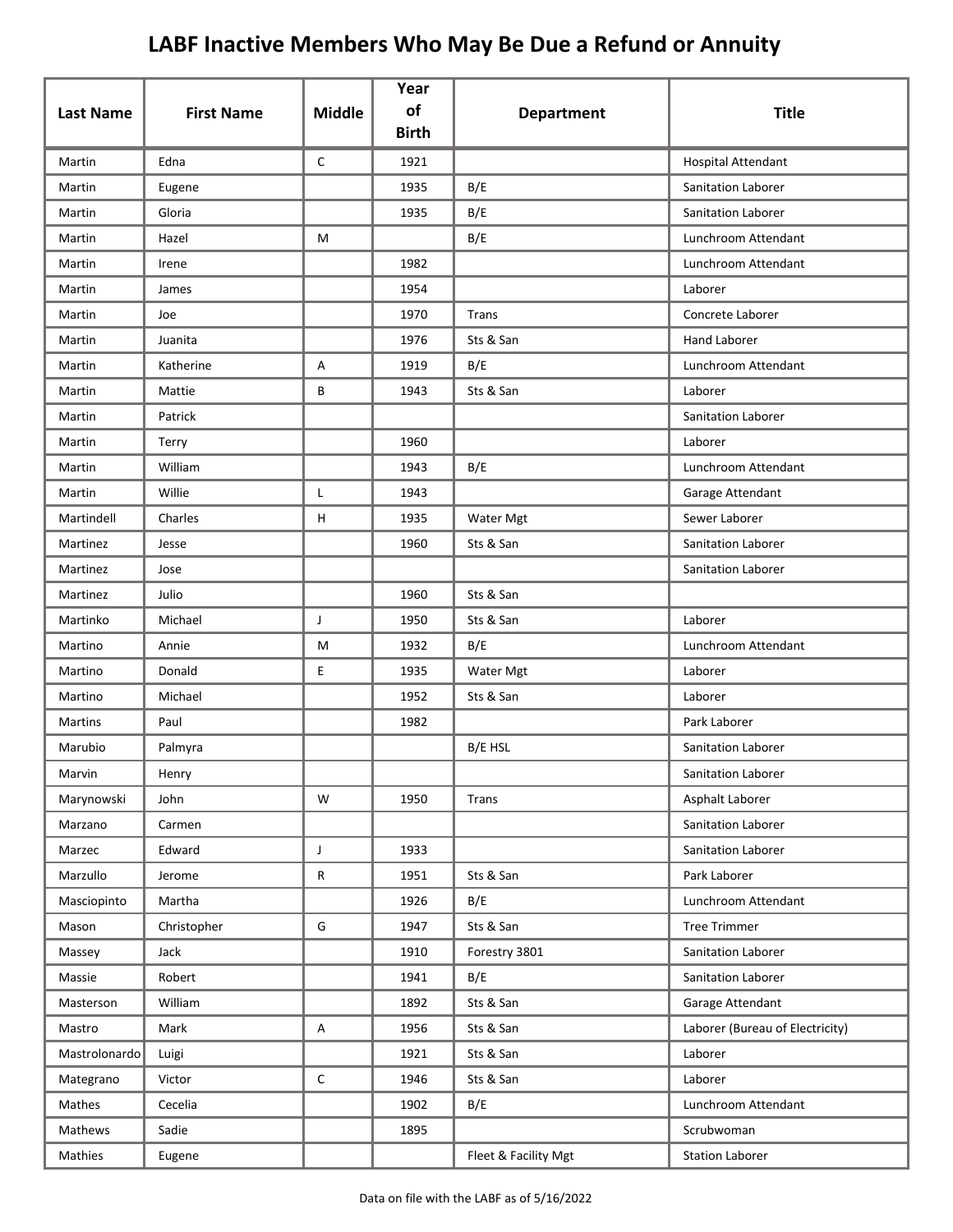# LABF Inactive Members Who May Be Due a Refund or Annuity

| Last Name | First Name | Middle | Year of Birth | Department | Title |
|---|---|---|---|---|---|
| Martin | Edna | C | 1921 | | Hospital Attendant |
| Martin | Eugene | | 1935 | B/E | Sanitation Laborer |
| Martin | Gloria | | 1935 | B/E | Sanitation Laborer |
| Martin | Hazel | M | | B/E | Lunchroom Attendant |
| Martin | Irene | | 1982 | | Lunchroom Attendant |
| Martin | James | | 1954 | | Laborer |
| Martin | Joe | | 1970 | Trans | Concrete Laborer |
| Martin | Juanita | | 1976 | Sts & San | Hand Laborer |
| Martin | Katherine | A | 1919 | B/E | Lunchroom Attendant |
| Martin | Mattie | B | 1943 | Sts & San | Laborer |
| Martin | Patrick | | | | Sanitation Laborer |
| Martin | Terry | | 1960 | | Laborer |
| Martin | William | | 1943 | B/E | Lunchroom Attendant |
| Martin | Willie | L | 1943 | | Garage Attendant |
| Martindell | Charles | H | 1935 | Water Mgt | Sewer Laborer |
| Martinez | Jesse | | 1960 | Sts & San | Sanitation Laborer |
| Martinez | Jose | | | | Sanitation Laborer |
| Martinez | Julio | | 1960 | Sts & San | |
| Martinko | Michael | J | 1950 | Sts & San | Laborer |
| Martino | Annie | M | 1932 | B/E | Lunchroom Attendant |
| Martino | Donald | E | 1935 | Water Mgt | Laborer |
| Martino | Michael | | 1952 | Sts & San | Laborer |
| Martins | Paul | | 1982 | | Park Laborer |
| Marubio | Palmyra | | | B/E HSL | Sanitation Laborer |
| Marvin | Henry | | | | Sanitation Laborer |
| Marynowski | John | W | 1950 | Trans | Asphalt Laborer |
| Marzano | Carmen | | | | Sanitation Laborer |
| Marzec | Edward | J | 1933 | | Sanitation Laborer |
| Marzullo | Jerome | R | 1951 | Sts & San | Park Laborer |
| Masciopinto | Martha | | 1926 | B/E | Lunchroom Attendant |
| Mason | Christopher | G | 1947 | Sts & San | Tree Trimmer |
| Massey | Jack | | 1910 | Forestry 3801 | Sanitation Laborer |
| Massie | Robert | | 1941 | B/E | Sanitation Laborer |
| Masterson | William | | 1892 | Sts & San | Garage Attendant |
| Mastro | Mark | A | 1956 | Sts & San | Laborer (Bureau of Electricity) |
| Mastrolonardo | Luigi | | 1921 | Sts & San | Laborer |
| Mategrano | Victor | C | 1946 | Sts & San | Laborer |
| Mathes | Cecelia | | 1902 | B/E | Lunchroom Attendant |
| Mathews | Sadie | | 1895 | | Scrubwoman |
| Mathies | Eugene | | | Fleet & Facility Mgt | Station Laborer |

Data on file with the LABF as of 5/16/2022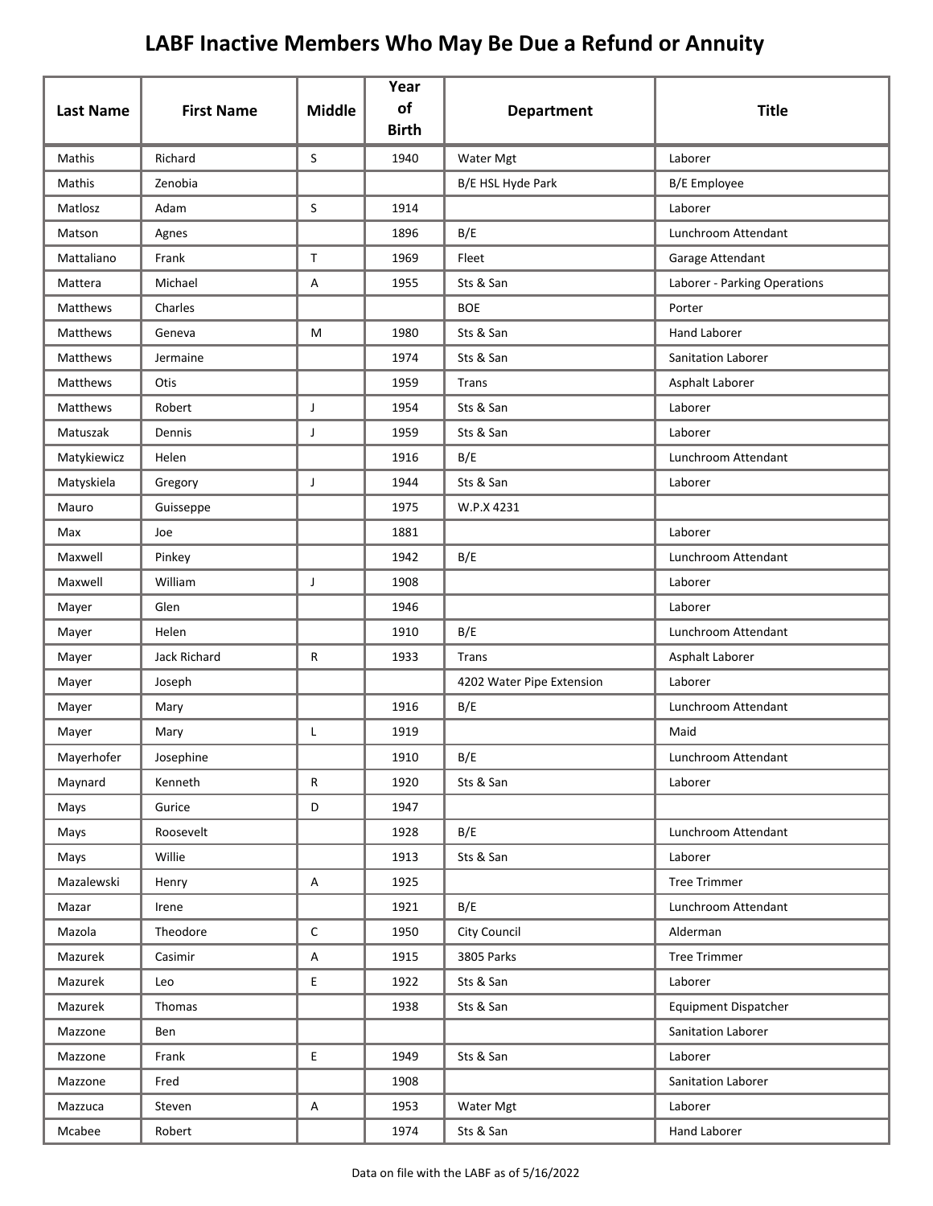# LABF Inactive Members Who May Be Due a Refund or Annuity

| Last Name | First Name | Middle | Year of Birth | Department | Title |
|---|---|---|---|---|---|
| Mathis | Richard | S | 1940 | Water Mgt | Laborer |
| Mathis | Zenobia | | | B/E HSL Hyde Park | B/E Employee |
| Matlosz | Adam | S | 1914 | | Laborer |
| Matson | Agnes | | 1896 | B/E | Lunchroom Attendant |
| Mattaliano | Frank | T | 1969 | Fleet | Garage Attendant |
| Mattera | Michael | A | 1955 | Sts & San | Laborer - Parking Operations |
| Matthews | Charles | | | BOE | Porter |
| Matthews | Geneva | M | 1980 | Sts & San | Hand Laborer |
| Matthews | Jermaine | | 1974 | Sts & San | Sanitation Laborer |
| Matthews | Otis | | 1959 | Trans | Asphalt Laborer |
| Matthews | Robert | J | 1954 | Sts & San | Laborer |
| Matuszak | Dennis | J | 1959 | Sts & San | Laborer |
| Matykiewicz | Helen | | 1916 | B/E | Lunchroom Attendant |
| Matyskiela | Gregory | J | 1944 | Sts & San | Laborer |
| Mauro | Guisseppe | | 1975 | W.P.X 4231 | |
| Max | Joe | | 1881 | | Laborer |
| Maxwell | Pinkey | | 1942 | B/E | Lunchroom Attendant |
| Maxwell | William | J | 1908 | | Laborer |
| Mayer | Glen | | 1946 | | Laborer |
| Mayer | Helen | | 1910 | B/E | Lunchroom Attendant |
| Mayer | Jack Richard | R | 1933 | Trans | Asphalt Laborer |
| Mayer | Joseph | | | 4202 Water Pipe Extension | Laborer |
| Mayer | Mary | | 1916 | B/E | Lunchroom Attendant |
| Mayer | Mary | L | 1919 | | Maid |
| Mayerhofer | Josephine | | 1910 | B/E | Lunchroom Attendant |
| Maynard | Kenneth | R | 1920 | Sts & San | Laborer |
| Mays | Gurice | D | 1947 | | |
| Mays | Roosevelt | | 1928 | B/E | Lunchroom Attendant |
| Mays | Willie | | 1913 | Sts & San | Laborer |
| Mazalewski | Henry | A | 1925 | | Tree Trimmer |
| Mazar | Irene | | 1921 | B/E | Lunchroom Attendant |
| Mazola | Theodore | C | 1950 | City Council | Alderman |
| Mazurek | Casimir | A | 1915 | 3805 Parks | Tree Trimmer |
| Mazurek | Leo | E | 1922 | Sts & San | Laborer |
| Mazurek | Thomas | | 1938 | Sts & San | Equipment Dispatcher |
| Mazzone | Ben | | | | Sanitation Laborer |
| Mazzone | Frank | E | 1949 | Sts & San | Laborer |
| Mazzone | Fred | | 1908 | | Sanitation Laborer |
| Mazzuca | Steven | A | 1953 | Water Mgt | Laborer |
| Mcabee | Robert | | 1974 | Sts & San | Hand Laborer |

Data on file with the LABF as of 5/16/2022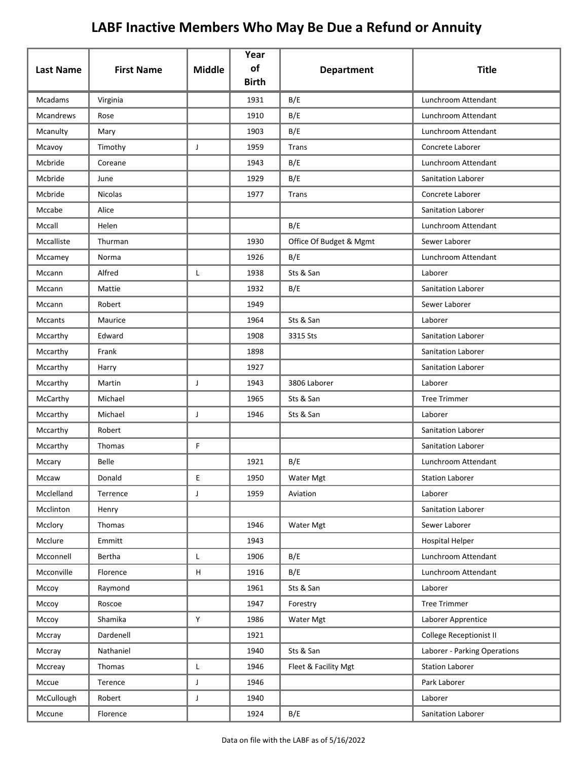# LABF Inactive Members Who May Be Due a Refund or Annuity

| Last Name | First Name | Middle | Year of Birth | Department | Title |
|---|---|---|---|---|---|
| Mcadams | Virginia | | 1931 | B/E | Lunchroom Attendant |
| Mcandrews | Rose | | 1910 | B/E | Lunchroom Attendant |
| Mcanulty | Mary | | 1903 | B/E | Lunchroom Attendant |
| Mcavoy | Timothy | J | 1959 | Trans | Concrete Laborer |
| Mcbride | Coreane | | 1943 | B/E | Lunchroom Attendant |
| Mcbride | June | | 1929 | B/E | Sanitation Laborer |
| Mcbride | Nicolas | | 1977 | Trans | Concrete Laborer |
| Mccabe | Alice | | | | Sanitation Laborer |
| Mccall | Helen | | | B/E | Lunchroom Attendant |
| Mccalliste | Thurman | | 1930 | Office Of Budget & Mgmt | Sewer Laborer |
| Mccamey | Norma | | 1926 | B/E | Lunchroom Attendant |
| Mccann | Alfred | L | 1938 | Sts & San | Laborer |
| Mccann | Mattie | | 1932 | B/E | Sanitation Laborer |
| Mccann | Robert | | 1949 | | Sewer Laborer |
| Mccants | Maurice | | 1964 | Sts & San | Laborer |
| Mccarthy | Edward | | 1908 | 3315 Sts | Sanitation Laborer |
| Mccarthy | Frank | | 1898 | | Sanitation Laborer |
| Mccarthy | Harry | | 1927 | | Sanitation Laborer |
| Mccarthy | Martin | J | 1943 | 3806 Laborer | Laborer |
| McCarthy | Michael | | 1965 | Sts & San | Tree Trimmer |
| Mccarthy | Michael | J | 1946 | Sts & San | Laborer |
| Mccarthy | Robert | | | | Sanitation Laborer |
| Mccarthy | Thomas | F | | | Sanitation Laborer |
| Mccary | Belle | | 1921 | B/E | Lunchroom Attendant |
| Mccaw | Donald | E | 1950 | Water Mgt | Station Laborer |
| Mcclelland | Terrence | J | 1959 | Aviation | Laborer |
| Mcclinton | Henry | | | | Sanitation Laborer |
| Mcclory | Thomas | | 1946 | Water Mgt | Sewer Laborer |
| Mcclure | Emmitt | | 1943 | | Hospital Helper |
| Mcconnell | Bertha | L | 1906 | B/E | Lunchroom Attendant |
| Mcconville | Florence | H | 1916 | B/E | Lunchroom Attendant |
| Mccoy | Raymond | | 1961 | Sts & San | Laborer |
| Mccoy | Roscoe | | 1947 | Forestry | Tree Trimmer |
| Mccoy | Shamika | Y | 1986 | Water Mgt | Laborer Apprentice |
| Mccray | Dardenell | | 1921 | | College Receptionist II |
| Mccray | Nathaniel | | 1940 | Sts & San | Laborer - Parking Operations |
| Mccreay | Thomas | L | 1946 | Fleet & Facility Mgt | Station Laborer |
| Mccue | Terence | J | 1946 | | Park Laborer |
| McCullough | Robert | J | 1940 | | Laborer |
| Mccune | Florence | | 1924 | B/E | Sanitation Laborer |

Data on file with the LABF as of 5/16/2022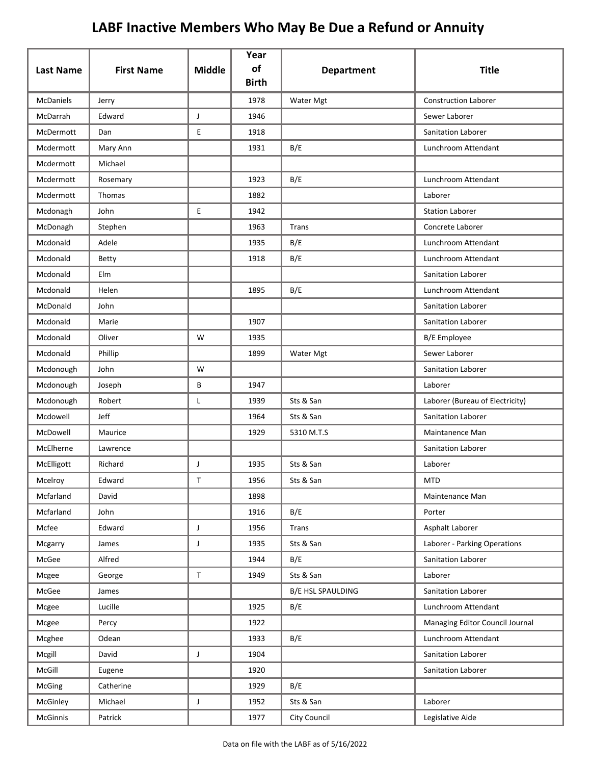# LABF Inactive Members Who May Be Due a Refund or Annuity

| Last Name | First Name | Middle | Year of Birth | Department | Title |
|---|---|---|---|---|---|
| McDaniels | Jerry | | 1978 | Water Mgt | Construction Laborer |
| McDarrah | Edward | J | 1946 | | Sewer Laborer |
| McDermott | Dan | E | 1918 | | Sanitation Laborer |
| Mcdermott | Mary Ann | | 1931 | B/E | Lunchroom Attendant |
| Mcdermott | Michael | | | | |
| Mcdermott | Rosemary | | 1923 | B/E | Lunchroom Attendant |
| Mcdermott | Thomas | | 1882 | | Laborer |
| Mcdonagh | John | E | 1942 | | Station Laborer |
| McDonagh | Stephen | | 1963 | Trans | Concrete Laborer |
| Mcdonald | Adele | | 1935 | B/E | Lunchroom Attendant |
| Mcdonald | Betty | | 1918 | B/E | Lunchroom Attendant |
| Mcdonald | Elm | | | | Sanitation Laborer |
| Mcdonald | Helen | | 1895 | B/E | Lunchroom Attendant |
| McDonald | John | | | | Sanitation Laborer |
| Mcdonald | Marie | | 1907 | | Sanitation Laborer |
| Mcdonald | Oliver | W | 1935 | | B/E Employee |
| Mcdonald | Phillip | | 1899 | Water Mgt | Sewer Laborer |
| Mcdonough | John | W | | | Sanitation Laborer |
| Mcdonough | Joseph | B | 1947 | | Laborer |
| Mcdonough | Robert | L | 1939 | Sts & San | Laborer (Bureau of Electricity) |
| Mcdowell | Jeff | | 1964 | Sts & San | Sanitation Laborer |
| McDowell | Maurice | | 1929 | 5310 M.T.S | Maintanence Man |
| McElherne | Lawrence | | | | Sanitation Laborer |
| McElligott | Richard | J | 1935 | Sts & San | Laborer |
| Mcelroy | Edward | T | 1956 | Sts & San | MTD |
| Mcfarland | David | | 1898 | | Maintenance Man |
| Mcfarland | John | | 1916 | B/E | Porter |
| Mcfee | Edward | J | 1956 | Trans | Asphalt Laborer |
| Mcgarry | James | J | 1935 | Sts & San | Laborer - Parking Operations |
| McGee | Alfred | | 1944 | B/E | Sanitation Laborer |
| Mcgee | George | T | 1949 | Sts & San | Laborer |
| McGee | James | | | B/E HSL SPAULDING | Sanitation Laborer |
| Mcgee | Lucille | | 1925 | B/E | Lunchroom Attendant |
| Mcgee | Percy | | 1922 | | Managing Editor Council Journal |
| Mcghee | Odean | | 1933 | B/E | Lunchroom Attendant |
| Mcgill | David | J | 1904 | | Sanitation Laborer |
| McGill | Eugene | | 1920 | | Sanitation Laborer |
| McGing | Catherine | | 1929 | B/E | |
| McGinley | Michael | J | 1952 | Sts & San | Laborer |
| McGinnis | Patrick | | 1977 | City Council | Legislative Aide |

Data on file with the LABF as of 5/16/2022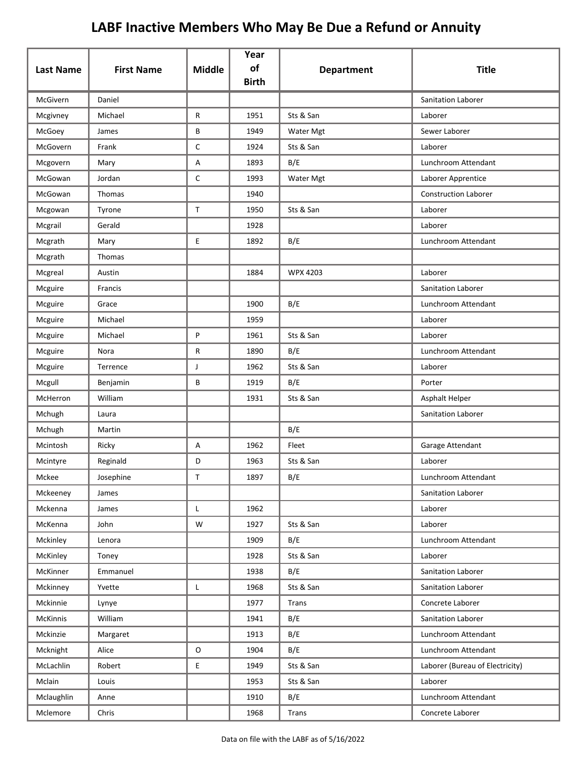# LABF Inactive Members Who May Be Due a Refund or Annuity

| Last Name | First Name | Middle | Year of Birth | Department | Title |
|---|---|---|---|---|---|
| McGivern | Daniel | | | | Sanitation Laborer |
| Mcgivney | Michael | R | 1951 | Sts & San | Laborer |
| McGoey | James | B | 1949 | Water Mgt | Sewer Laborer |
| McGovern | Frank | C | 1924 | Sts & San | Laborer |
| Mcgovern | Mary | A | 1893 | B/E | Lunchroom Attendant |
| McGowan | Jordan | C | 1993 | Water Mgt | Laborer Apprentice |
| McGowan | Thomas | | 1940 | | Construction Laborer |
| Mcgowan | Tyrone | T | 1950 | Sts & San | Laborer |
| Mcgrail | Gerald | | 1928 | | Laborer |
| Mcgrath | Mary | E | 1892 | B/E | Lunchroom Attendant |
| Mcgrath | Thomas | | | | |
| Mcgreal | Austin | | 1884 | WPX 4203 | Laborer |
| Mcguire | Francis | | | | Sanitation Laborer |
| Mcguire | Grace | | 1900 | B/E | Lunchroom Attendant |
| Mcguire | Michael | | 1959 | | Laborer |
| Mcguire | Michael | P | 1961 | Sts & San | Laborer |
| Mcguire | Nora | R | 1890 | B/E | Lunchroom Attendant |
| Mcguire | Terrence | J | 1962 | Sts & San | Laborer |
| Mcgull | Benjamin | B | 1919 | B/E | Porter |
| McHerron | William | | 1931 | Sts & San | Asphalt Helper |
| Mchugh | Laura | | | | Sanitation Laborer |
| Mchugh | Martin | | | B/E | |
| Mcintosh | Ricky | A | 1962 | Fleet | Garage Attendant |
| Mcintyre | Reginald | D | 1963 | Sts & San | Laborer |
| Mckee | Josephine | T | 1897 | B/E | Lunchroom Attendant |
| Mckeeney | James | | | | Sanitation Laborer |
| Mckenna | James | L | 1962 | | Laborer |
| McKenna | John | W | 1927 | Sts & San | Laborer |
| Mckinley | Lenora | | 1909 | B/E | Lunchroom Attendant |
| McKinley | Toney | | 1928 | Sts & San | Laborer |
| McKinner | Emmanuel | | 1938 | B/E | Sanitation Laborer |
| Mckinney | Yvette | L | 1968 | Sts & San | Sanitation Laborer |
| Mckinnie | Lynye | | 1977 | Trans | Concrete Laborer |
| McKinnis | William | | 1941 | B/E | Sanitation Laborer |
| Mckinzie | Margaret | | 1913 | B/E | Lunchroom Attendant |
| Mcknight | Alice | O | 1904 | B/E | Lunchroom Attendant |
| McLachlin | Robert | E | 1949 | Sts & San | Laborer (Bureau of Electricity) |
| Mclain | Louis | | 1953 | Sts & San | Laborer |
| Mclaughlin | Anne | | 1910 | B/E | Lunchroom Attendant |
| Mclemore | Chris | | 1968 | Trans | Concrete Laborer |

Data on file with the LABF as of 5/16/2022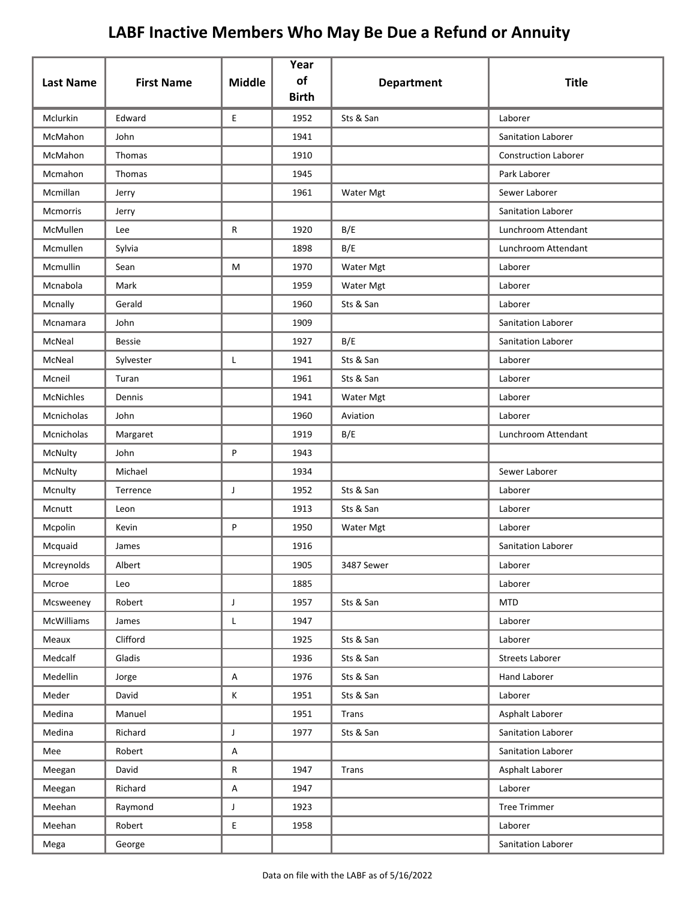# LABF Inactive Members Who May Be Due a Refund or Annuity

| Last Name | First Name | Middle | Year of Birth | Department | Title |
|---|---|---|---|---|---|
| Mclurkin | Edward | E | 1952 | Sts & San | Laborer |
| McMahon | John | | 1941 | | Sanitation Laborer |
| McMahon | Thomas | | 1910 | | Construction Laborer |
| Mcmahon | Thomas | | 1945 | | Park Laborer |
| Mcmillan | Jerry | | 1961 | Water Mgt | Sewer Laborer |
| Mcmorris | Jerry | | | | Sanitation Laborer |
| McMullen | Lee | R | 1920 | B/E | Lunchroom Attendant |
| Mcmullen | Sylvia | | 1898 | B/E | Lunchroom Attendant |
| Mcmullin | Sean | M | 1970 | Water Mgt | Laborer |
| Mcnabola | Mark | | 1959 | Water Mgt | Laborer |
| Mcnally | Gerald | | 1960 | Sts & San | Laborer |
| Mcnamara | John | | 1909 | | Sanitation Laborer |
| McNeal | Bessie | | 1927 | B/E | Sanitation Laborer |
| McNeal | Sylvester | L | 1941 | Sts & San | Laborer |
| Mcneil | Turan | | 1961 | Sts & San | Laborer |
| McNichles | Dennis | | 1941 | Water Mgt | Laborer |
| Mcnicholas | John | | 1960 | Aviation | Laborer |
| Mcnicholas | Margaret | | 1919 | B/E | Lunchroom Attendant |
| McNulty | John | P | 1943 | | |
| McNulty | Michael | | 1934 | | Sewer Laborer |
| Mcnulty | Terrence | J | 1952 | Sts & San | Laborer |
| Mcnutt | Leon | | 1913 | Sts & San | Laborer |
| Mcpolin | Kevin | P | 1950 | Water Mgt | Laborer |
| Mcquaid | James | | 1916 | | Sanitation Laborer |
| Mcreynolds | Albert | | 1905 | 3487 Sewer | Laborer |
| Mcroe | Leo | | 1885 | | Laborer |
| Mcsweeney | Robert | J | 1957 | Sts & San | MTD |
| McWilliams | James | L | 1947 | | Laborer |
| Meaux | Clifford | | 1925 | Sts & San | Laborer |
| Medcalf | Gladis | | 1936 | Sts & San | Streets Laborer |
| Medellin | Jorge | A | 1976 | Sts & San | Hand Laborer |
| Meder | David | K | 1951 | Sts & San | Laborer |
| Medina | Manuel | | 1951 | Trans | Asphalt Laborer |
| Medina | Richard | J | 1977 | Sts & San | Sanitation Laborer |
| Mee | Robert | A | | | Sanitation Laborer |
| Meegan | David | R | 1947 | Trans | Asphalt Laborer |
| Meegan | Richard | A | 1947 | | Laborer |
| Meehan | Raymond | J | 1923 | | Tree Trimmer |
| Meehan | Robert | E | 1958 | | Laborer |
| Mega | George | | | | Sanitation Laborer |

Data on file with the LABF as of 5/16/2022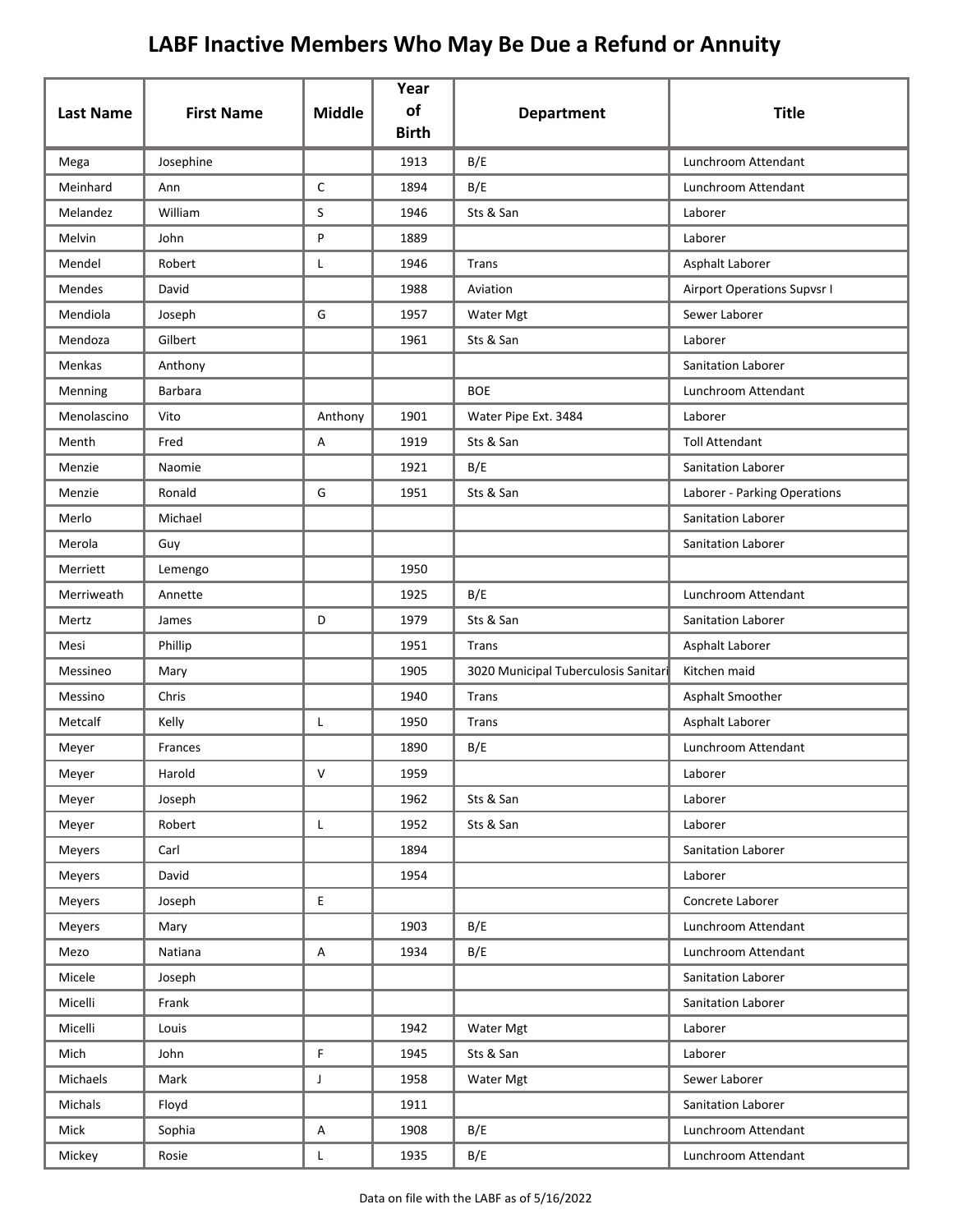# LABF Inactive Members Who May Be Due a Refund or Annuity

| Last Name | First Name | Middle | Year of Birth | Department | Title |
|---|---|---|---|---|---|
| Mega | Josephine | | 1913 | B/E | Lunchroom Attendant |
| Meinhard | Ann | C | 1894 | B/E | Lunchroom Attendant |
| Melandez | William | S | 1946 | Sts & San | Laborer |
| Melvin | John | P | 1889 | | Laborer |
| Mendel | Robert | L | 1946 | Trans | Asphalt Laborer |
| Mendes | David | | 1988 | Aviation | Airport Operations Supvsr I |
| Mendiola | Joseph | G | 1957 | Water Mgt | Sewer Laborer |
| Mendoza | Gilbert | | 1961 | Sts & San | Laborer |
| Menkas | Anthony | | | | Sanitation Laborer |
| Menning | Barbara | | | BOE | Lunchroom Attendant |
| Menolascino | Vito | Anthony | 1901 | Water Pipe Ext. 3484 | Laborer |
| Menth | Fred | A | 1919 | Sts & San | Toll Attendant |
| Menzie | Naomie | | 1921 | B/E | Sanitation Laborer |
| Menzie | Ronald | G | 1951 | Sts & San | Laborer - Parking Operations |
| Merlo | Michael | | | | Sanitation Laborer |
| Merola | Guy | | | | Sanitation Laborer |
| Merriett | Lemengo | | 1950 | | |
| Merriweath | Annette | | 1925 | B/E | Lunchroom Attendant |
| Mertz | James | D | 1979 | Sts & San | Sanitation Laborer |
| Mesi | Phillip | | 1951 | Trans | Asphalt Laborer |
| Messineo | Mary | | 1905 | 3020 Municipal Tuberculosis Sanitari | Kitchen maid |
| Messino | Chris | | 1940 | Trans | Asphalt Smoother |
| Metcalf | Kelly | L | 1950 | Trans | Asphalt Laborer |
| Meyer | Frances | | 1890 | B/E | Lunchroom Attendant |
| Meyer | Harold | V | 1959 | | Laborer |
| Meyer | Joseph | | 1962 | Sts & San | Laborer |
| Meyer | Robert | L | 1952 | Sts & San | Laborer |
| Meyers | Carl | | 1894 | | Sanitation Laborer |
| Meyers | David | | 1954 | | Laborer |
| Meyers | Joseph | E | | | Concrete Laborer |
| Meyers | Mary | | 1903 | B/E | Lunchroom Attendant |
| Mezo | Natiana | A | 1934 | B/E | Lunchroom Attendant |
| Micele | Joseph | | | | Sanitation Laborer |
| Micelli | Frank | | | | Sanitation Laborer |
| Micelli | Louis | | 1942 | Water Mgt | Laborer |
| Mich | John | F | 1945 | Sts & San | Laborer |
| Michaels | Mark | J | 1958 | Water Mgt | Sewer Laborer |
| Michals | Floyd | | 1911 | | Sanitation Laborer |
| Mick | Sophia | A | 1908 | B/E | Lunchroom Attendant |
| Mickey | Rosie | L | 1935 | B/E | Lunchroom Attendant |

Data on file with the LABF as of 5/16/2022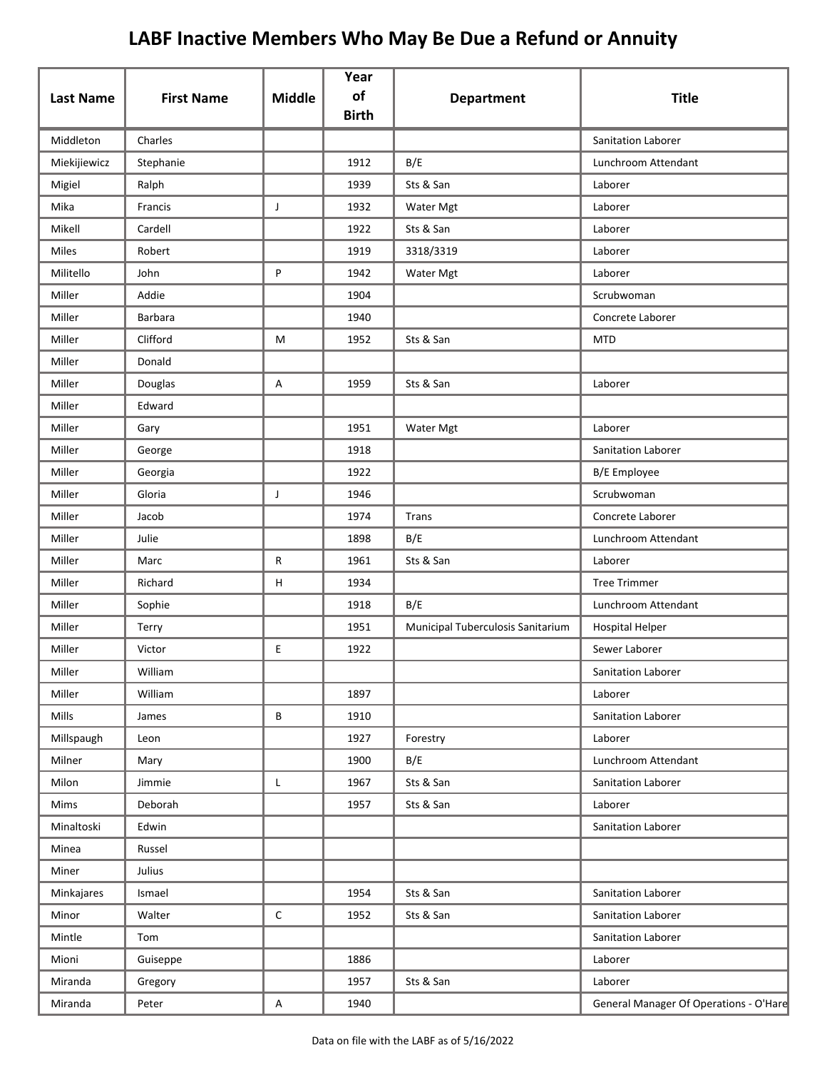# LABF Inactive Members Who May Be Due a Refund or Annuity

| Last Name | First Name | Middle | Year of Birth | Department | Title |
|---|---|---|---|---|---|
| Middleton | Charles | | | | Sanitation Laborer |
| Miekijiewicz | Stephanie | | 1912 | B/E | Lunchroom Attendant |
| Migiel | Ralph | | 1939 | Sts & San | Laborer |
| Mika | Francis | J | 1932 | Water Mgt | Laborer |
| Mikell | Cardell | | 1922 | Sts & San | Laborer |
| Miles | Robert | | 1919 | 3318/3319 | Laborer |
| Militello | John | P | 1942 | Water Mgt | Laborer |
| Miller | Addie | | 1904 | | Scrubwoman |
| Miller | Barbara | | 1940 | | Concrete Laborer |
| Miller | Clifford | M | 1952 | Sts & San | MTD |
| Miller | Donald | | | | |
| Miller | Douglas | A | 1959 | Sts & San | Laborer |
| Miller | Edward | | | | |
| Miller | Gary | | 1951 | Water Mgt | Laborer |
| Miller | George | | 1918 | | Sanitation Laborer |
| Miller | Georgia | | 1922 | | B/E Employee |
| Miller | Gloria | J | 1946 | | Scrubwoman |
| Miller | Jacob | | 1974 | Trans | Concrete Laborer |
| Miller | Julie | | 1898 | B/E | Lunchroom Attendant |
| Miller | Marc | R | 1961 | Sts & San | Laborer |
| Miller | Richard | H | 1934 | | Tree Trimmer |
| Miller | Sophie | | 1918 | B/E | Lunchroom Attendant |
| Miller | Terry | | 1951 | Municipal Tuberculosis Sanitarium | Hospital Helper |
| Miller | Victor | E | 1922 | | Sewer Laborer |
| Miller | William | | | | Sanitation Laborer |
| Miller | William | | 1897 | | Laborer |
| Mills | James | B | 1910 | | Sanitation Laborer |
| Millspaugh | Leon | | 1927 | Forestry | Laborer |
| Milner | Mary | | 1900 | B/E | Lunchroom Attendant |
| Milon | Jimmie | L | 1967 | Sts & San | Sanitation Laborer |
| Mims | Deborah | | 1957 | Sts & San | Laborer |
| Minaltoski | Edwin | | | | Sanitation Laborer |
| Minea | Russel | | | | |
| Miner | Julius | | | | |
| Minkajares | Ismael | | 1954 | Sts & San | Sanitation Laborer |
| Minor | Walter | C | 1952 | Sts & San | Sanitation Laborer |
| Mintle | Tom | | | | Sanitation Laborer |
| Mioni | Guiseppe | | 1886 | | Laborer |
| Miranda | Gregory | | 1957 | Sts & San | Laborer |
| Miranda | Peter | A | 1940 | | General Manager Of Operations - O'Hare |

Data on file with the LABF as of 5/16/2022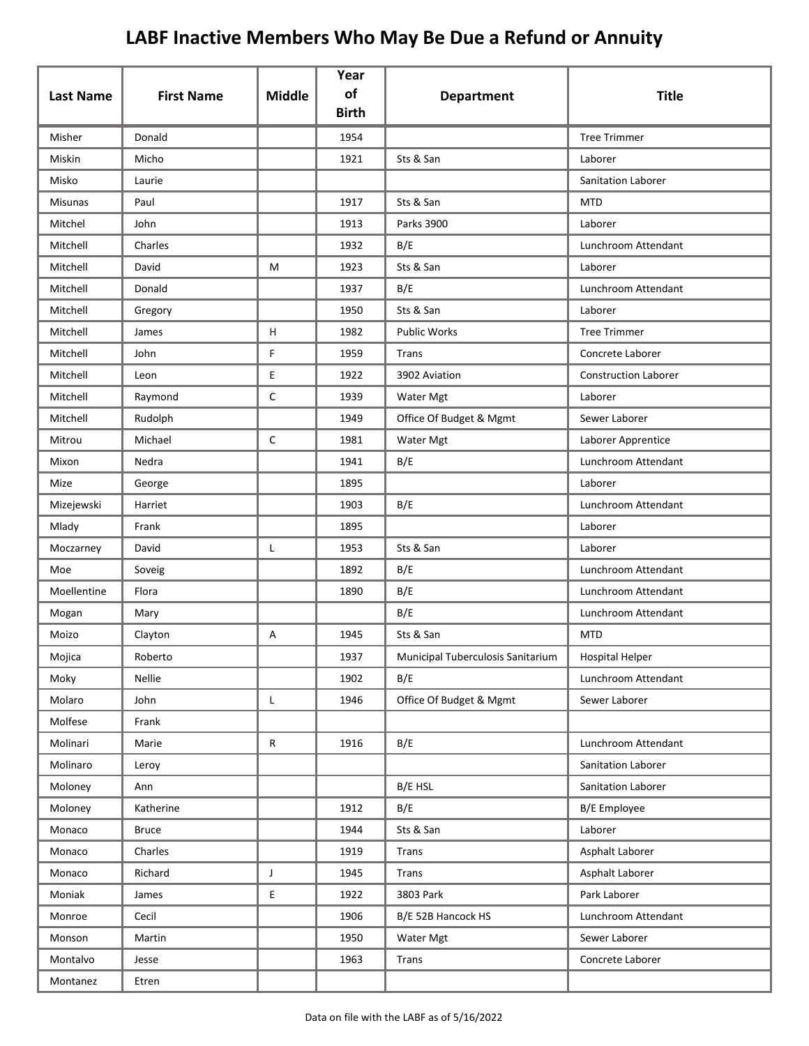# LABF Inactive Members Who May Be Due a Refund or Annuity

| Last Name | First Name | Middle | Year of Birth | Department | Title |
|---|---|---|---|---|---|
| Misher | Donald | | 1954 | | Tree Trimmer |
| Miskin | Micho | | 1921 | Sts & San | Laborer |
| Misko | Laurie | | | | Sanitation Laborer |
| Misunas | Paul | | 1917 | Sts & San | MTD |
| Mitchel | John | | 1913 | Parks 3900 | Laborer |
| Mitchell | Charles | | 1932 | B/E | Lunchroom Attendant |
| Mitchell | David | M | 1923 | Sts & San | Laborer |
| Mitchell | Donald | | 1937 | B/E | Lunchroom Attendant |
| Mitchell | Gregory | | 1950 | Sts & San | Laborer |
| Mitchell | James | H | 1982 | Public Works | Tree Trimmer |
| Mitchell | John | F | 1959 | Trans | Concrete Laborer |
| Mitchell | Leon | E | 1922 | 3902 Aviation | Construction Laborer |
| Mitchell | Raymond | C | 1939 | Water Mgt | Laborer |
| Mitchell | Rudolph | | 1949 | Office Of Budget & Mgmt | Sewer Laborer |
| Mitrou | Michael | C | 1981 | Water Mgt | Laborer Apprentice |
| Mixon | Nedra | | 1941 | B/E | Lunchroom Attendant |
| Mize | George | | 1895 | | Laborer |
| Mizejewski | Harriet | | 1903 | B/E | Lunchroom Attendant |
| Mlady | Frank | | 1895 | | Laborer |
| Moczarney | David | L | 1953 | Sts & San | Laborer |
| Moe | Soveig | | 1892 | B/E | Lunchroom Attendant |
| Moellentine | Flora | | 1890 | B/E | Lunchroom Attendant |
| Mogan | Mary | | | B/E | Lunchroom Attendant |
| Moizo | Clayton | A | 1945 | Sts & San | MTD |
| Mojica | Roberto | | 1937 | Municipal Tuberculosis Sanitarium | Hospital Helper |
| Moky | Nellie | | 1902 | B/E | Lunchroom Attendant |
| Molaro | John | L | 1946 | Office Of Budget & Mgmt | Sewer Laborer |
| Molfese | Frank | | | | |
| Molinari | Marie | R | 1916 | B/E | Lunchroom Attendant |
| Molinaro | Leroy | | | | Sanitation Laborer |
| Moloney | Ann | | | B/E HSL | Sanitation Laborer |
| Moloney | Katherine | | 1912 | B/E | B/E Employee |
| Monaco | Bruce | | 1944 | Sts & San | Laborer |
| Monaco | Charles | | 1919 | Trans | Asphalt Laborer |
| Monaco | Richard | J | 1945 | Trans | Asphalt Laborer |
| Moniak | James | E | 1922 | 3803 Park | Park Laborer |
| Monroe | Cecil | | 1906 | B/E 52B Hancock HS | Lunchroom Attendant |
| Monson | Martin | | 1950 | Water Mgt | Sewer Laborer |
| Montalvo | Jesse | | 1963 | Trans | Concrete Laborer |
| Montanez | Etren | | | | |

Data on file with the LABF as of 5/16/2022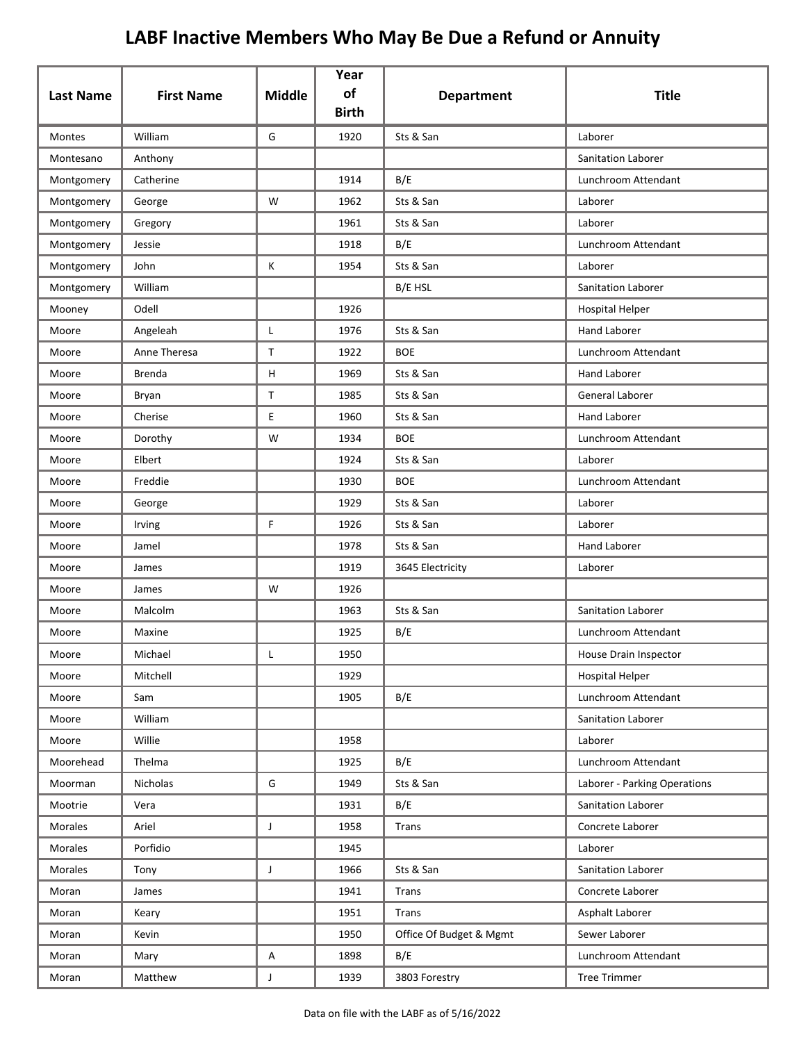# LABF Inactive Members Who May Be Due a Refund or Annuity

| Last Name | First Name | Middle | Year of Birth | Department | Title |
|---|---|---|---|---|---|
| Montes | William | G | 1920 | Sts & San | Laborer |
| Montesano | Anthony | | | | Sanitation Laborer |
| Montgomery | Catherine | | 1914 | B/E | Lunchroom Attendant |
| Montgomery | George | W | 1962 | Sts & San | Laborer |
| Montgomery | Gregory | | 1961 | Sts & San | Laborer |
| Montgomery | Jessie | | 1918 | B/E | Lunchroom Attendant |
| Montgomery | John | K | 1954 | Sts & San | Laborer |
| Montgomery | William | | | B/E HSL | Sanitation Laborer |
| Mooney | Odell | | 1926 | | Hospital Helper |
| Moore | Angeleah | L | 1976 | Sts & San | Hand Laborer |
| Moore | Anne Theresa | T | 1922 | BOE | Lunchroom Attendant |
| Moore | Brenda | H | 1969 | Sts & San | Hand Laborer |
| Moore | Bryan | T | 1985 | Sts & San | General Laborer |
| Moore | Cherise | E | 1960 | Sts & San | Hand Laborer |
| Moore | Dorothy | W | 1934 | BOE | Lunchroom Attendant |
| Moore | Elbert | | 1924 | Sts & San | Laborer |
| Moore | Freddie | | 1930 | BOE | Lunchroom Attendant |
| Moore | George | | 1929 | Sts & San | Laborer |
| Moore | Irving | F | 1926 | Sts & San | Laborer |
| Moore | Jamel | | 1978 | Sts & San | Hand Laborer |
| Moore | James | | 1919 | 3645 Electricity | Laborer |
| Moore | James | W | 1926 | | |
| Moore | Malcolm | | 1963 | Sts & San | Sanitation Laborer |
| Moore | Maxine | | 1925 | B/E | Lunchroom Attendant |
| Moore | Michael | L | 1950 | | House Drain Inspector |
| Moore | Mitchell | | 1929 | | Hospital Helper |
| Moore | Sam | | 1905 | B/E | Lunchroom Attendant |
| Moore | William | | | | Sanitation Laborer |
| Moore | Willie | | 1958 | | Laborer |
| Moorehead | Thelma | | 1925 | B/E | Lunchroom Attendant |
| Moorman | Nicholas | G | 1949 | Sts & San | Laborer - Parking Operations |
| Mootrie | Vera | | 1931 | B/E | Sanitation Laborer |
| Morales | Ariel | J | 1958 | Trans | Concrete Laborer |
| Morales | Porfidio | | 1945 | | Laborer |
| Morales | Tony | J | 1966 | Sts & San | Sanitation Laborer |
| Moran | James | | 1941 | Trans | Concrete Laborer |
| Moran | Keary | | 1951 | Trans | Asphalt Laborer |
| Moran | Kevin | | 1950 | Office Of Budget & Mgmt | Sewer Laborer |
| Moran | Mary | A | 1898 | B/E | Lunchroom Attendant |
| Moran | Matthew | J | 1939 | 3803 Forestry | Tree Trimmer |

Data on file with the LABF as of 5/16/2022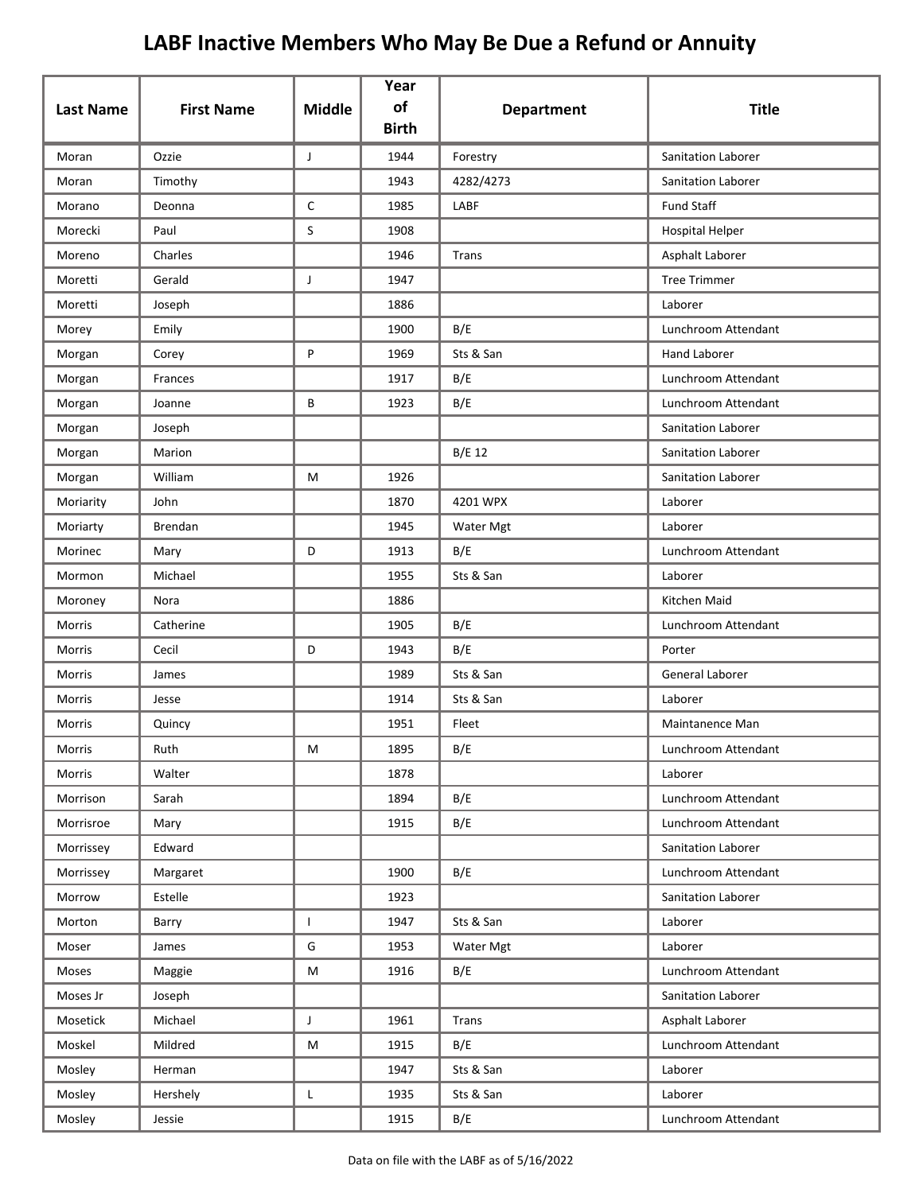# LABF Inactive Members Who May Be Due a Refund or Annuity

| Last Name | First Name | Middle | Year of Birth | Department | Title |
|---|---|---|---|---|---|
| Moran | Ozzie | J | 1944 | Forestry | Sanitation Laborer |
| Moran | Timothy | | 1943 | 4282/4273 | Sanitation Laborer |
| Morano | Deonna | C | 1985 | LABF | Fund Staff |
| Morecki | Paul | S | 1908 | | Hospital Helper |
| Moreno | Charles | | 1946 | Trans | Asphalt Laborer |
| Moretti | Gerald | J | 1947 | | Tree Trimmer |
| Moretti | Joseph | | 1886 | | Laborer |
| Morey | Emily | | 1900 | B/E | Lunchroom Attendant |
| Morgan | Corey | P | 1969 | Sts & San | Hand Laborer |
| Morgan | Frances | | 1917 | B/E | Lunchroom Attendant |
| Morgan | Joanne | B | 1923 | B/E | Lunchroom Attendant |
| Morgan | Joseph | | | | Sanitation Laborer |
| Morgan | Marion | | | B/E 12 | Sanitation Laborer |
| Morgan | William | M | 1926 | | Sanitation Laborer |
| Moriarity | John | | 1870 | 4201 WPX | Laborer |
| Moriarty | Brendan | | 1945 | Water Mgt | Laborer |
| Morinec | Mary | D | 1913 | B/E | Lunchroom Attendant |
| Mormon | Michael | | 1955 | Sts & San | Laborer |
| Moroney | Nora | | 1886 | | Kitchen Maid |
| Morris | Catherine | | 1905 | B/E | Lunchroom Attendant |
| Morris | Cecil | D | 1943 | B/E | Porter |
| Morris | James | | 1989 | Sts & San | General Laborer |
| Morris | Jesse | | 1914 | Sts & San | Laborer |
| Morris | Quincy | | 1951 | Fleet | Maintanence Man |
| Morris | Ruth | M | 1895 | B/E | Lunchroom Attendant |
| Morris | Walter | | 1878 | | Laborer |
| Morrison | Sarah | | 1894 | B/E | Lunchroom Attendant |
| Morrisroe | Mary | | 1915 | B/E | Lunchroom Attendant |
| Morrissey | Edward | | | | Sanitation Laborer |
| Morrissey | Margaret | | 1900 | B/E | Lunchroom Attendant |
| Morrow | Estelle | | 1923 | | Sanitation Laborer |
| Morton | Barry | I | 1947 | Sts & San | Laborer |
| Moser | James | G | 1953 | Water Mgt | Laborer |
| Moses | Maggie | M | 1916 | B/E | Lunchroom Attendant |
| Moses Jr | Joseph | | | | Sanitation Laborer |
| Mosetick | Michael | J | 1961 | Trans | Asphalt Laborer |
| Moskel | Mildred | M | 1915 | B/E | Lunchroom Attendant |
| Mosley | Herman | | 1947 | Sts & San | Laborer |
| Mosley | Hershely | L | 1935 | Sts & San | Laborer |
| Mosley | Jessie | | 1915 | B/E | Lunchroom Attendant |

Data on file with the LABF as of 5/16/2022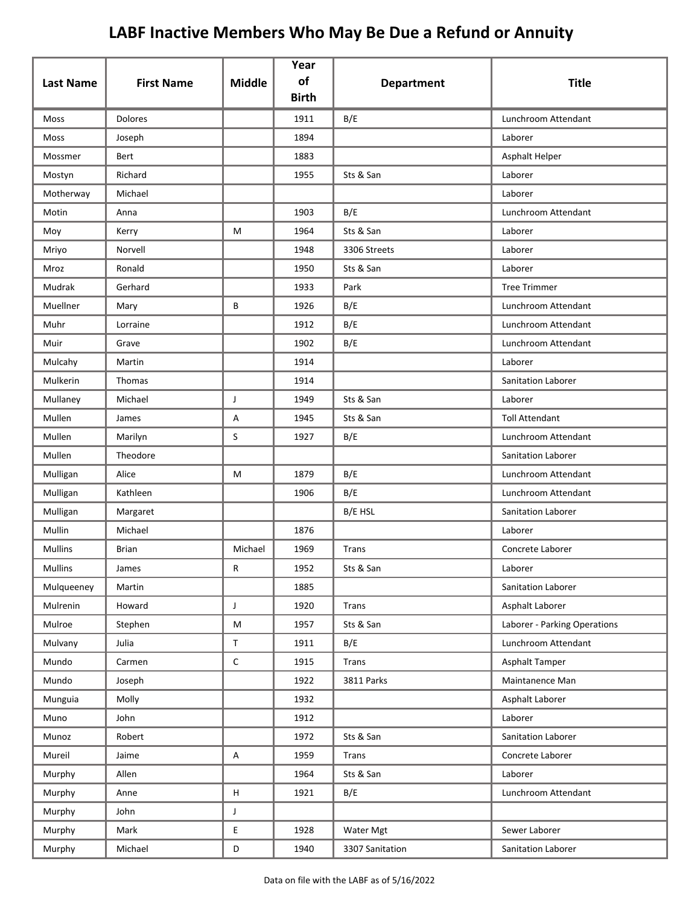# LABF Inactive Members Who May Be Due a Refund or Annuity

| Last Name | First Name | Middle | Year of Birth | Department | Title |
|---|---|---|---|---|---|
| Moss | Dolores | | 1911 | B/E | Lunchroom Attendant |
| Moss | Joseph | | 1894 | | Laborer |
| Mossmer | Bert | | 1883 | | Asphalt Helper |
| Mostyn | Richard | | 1955 | Sts & San | Laborer |
| Motherway | Michael | | | | Laborer |
| Motin | Anna | | 1903 | B/E | Lunchroom Attendant |
| Moy | Kerry | M | 1964 | Sts & San | Laborer |
| Mriyo | Norvell | | 1948 | 3306 Streets | Laborer |
| Mroz | Ronald | | 1950 | Sts & San | Laborer |
| Mudrak | Gerhard | | 1933 | Park | Tree Trimmer |
| Muellner | Mary | B | 1926 | B/E | Lunchroom Attendant |
| Muhr | Lorraine | | 1912 | B/E | Lunchroom Attendant |
| Muir | Grave | | 1902 | B/E | Lunchroom Attendant |
| Mulcahy | Martin | | 1914 | | Laborer |
| Mulkerin | Thomas | | 1914 | | Sanitation Laborer |
| Mullaney | Michael | J | 1949 | Sts & San | Laborer |
| Mullen | James | A | 1945 | Sts & San | Toll Attendant |
| Mullen | Marilyn | S | 1927 | B/E | Lunchroom Attendant |
| Mullen | Theodore | | | | Sanitation Laborer |
| Mulligan | Alice | M | 1879 | B/E | Lunchroom Attendant |
| Mulligan | Kathleen | | 1906 | B/E | Lunchroom Attendant |
| Mulligan | Margaret | | | B/E HSL | Sanitation Laborer |
| Mullin | Michael | | 1876 | | Laborer |
| Mullins | Brian | Michael | 1969 | Trans | Concrete Laborer |
| Mullins | James | R | 1952 | Sts & San | Laborer |
| Mulqueeney | Martin | | 1885 | | Sanitation Laborer |
| Mulrenin | Howard | J | 1920 | Trans | Asphalt Laborer |
| Mulroe | Stephen | M | 1957 | Sts & San | Laborer - Parking Operations |
| Mulvany | Julia | T | 1911 | B/E | Lunchroom Attendant |
| Mundo | Carmen | C | 1915 | Trans | Asphalt Tamper |
| Mundo | Joseph | | 1922 | 3811 Parks | Maintanence Man |
| Munguia | Molly | | 1932 | | Asphalt Laborer |
| Muno | John | | 1912 | | Laborer |
| Munoz | Robert | | 1972 | Sts & San | Sanitation Laborer |
| Mureil | Jaime | A | 1959 | Trans | Concrete Laborer |
| Murphy | Allen | | 1964 | Sts & San | Laborer |
| Murphy | Anne | H | 1921 | B/E | Lunchroom Attendant |
| Murphy | John | J | | | |
| Murphy | Mark | E | 1928 | Water Mgt | Sewer Laborer |
| Murphy | Michael | D | 1940 | 3307 Sanitation | Sanitation Laborer |

Data on file with the LABF as of 5/16/2022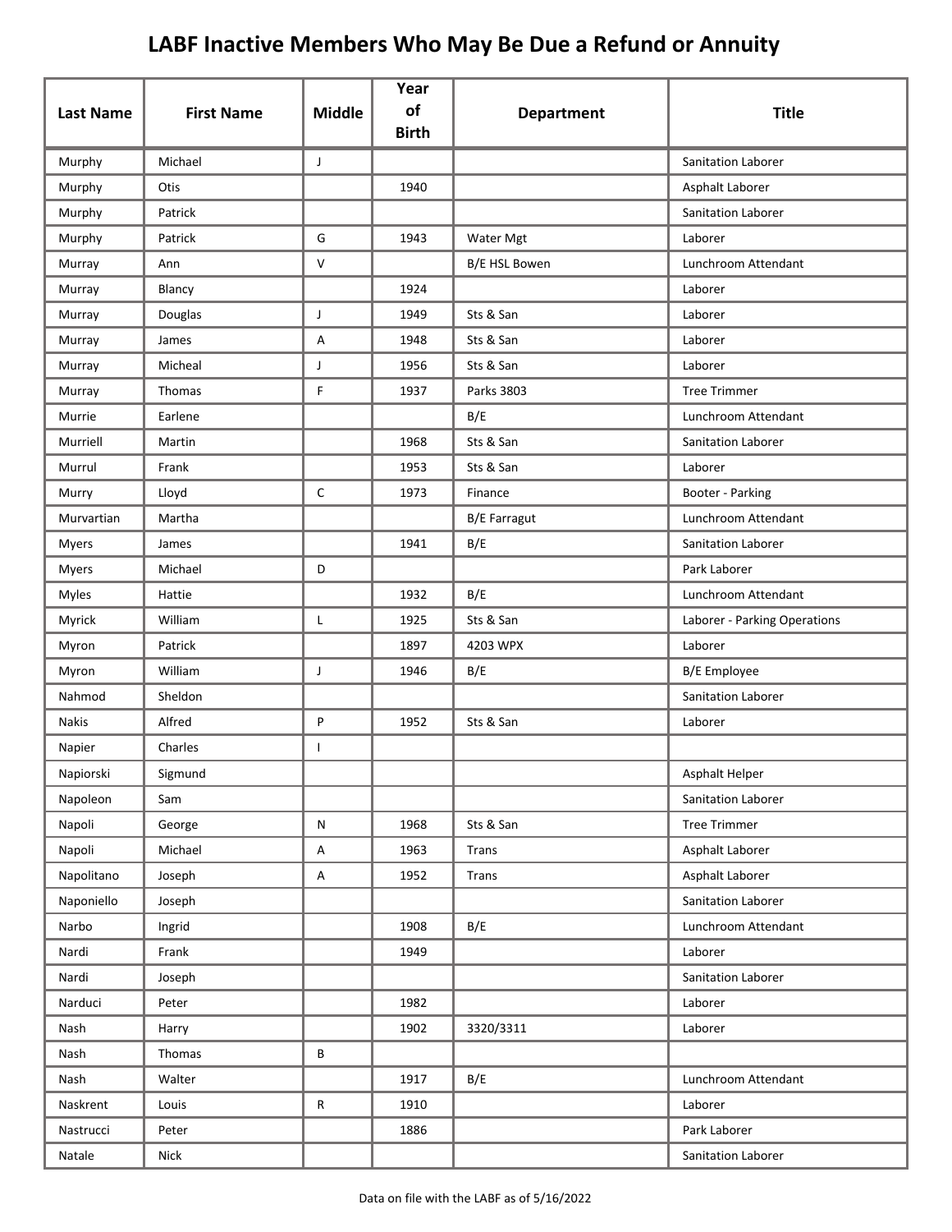# LABF Inactive Members Who May Be Due a Refund or Annuity

| Last Name | First Name | Middle | Year of Birth | Department | Title |
|---|---|---|---|---|---|
| Murphy | Michael | J | | | Sanitation Laborer |
| Murphy | Otis | | 1940 | | Asphalt Laborer |
| Murphy | Patrick | | | | Sanitation Laborer |
| Murphy | Patrick | G | 1943 | Water Mgt | Laborer |
| Murray | Ann | V | | B/E HSL Bowen | Lunchroom Attendant |
| Murray | Blancy | | 1924 | | Laborer |
| Murray | Douglas | J | 1949 | Sts & San | Laborer |
| Murray | James | A | 1948 | Sts & San | Laborer |
| Murray | Micheal | J | 1956 | Sts & San | Laborer |
| Murray | Thomas | F | 1937 | Parks 3803 | Tree Trimmer |
| Murrie | Earlene | | | B/E | Lunchroom Attendant |
| Murriell | Martin | | 1968 | Sts & San | Sanitation Laborer |
| Murrul | Frank | | 1953 | Sts & San | Laborer |
| Murry | Lloyd | C | 1973 | Finance | Booter - Parking |
| Murvartian | Martha | | | B/E Farragut | Lunchroom Attendant |
| Myers | James | | 1941 | B/E | Sanitation Laborer |
| Myers | Michael | D | | | Park Laborer |
| Myles | Hattie | | 1932 | B/E | Lunchroom Attendant |
| Myrick | William | L | 1925 | Sts & San | Laborer - Parking Operations |
| Myron | Patrick | | 1897 | 4203 WPX | Laborer |
| Myron | William | J | 1946 | B/E | B/E Employee |
| Nahmod | Sheldon | | | | Sanitation Laborer |
| Nakis | Alfred | P | 1952 | Sts & San | Laborer |
| Napier | Charles | I | | | |
| Napiorski | Sigmund | | | | Asphalt Helper |
| Napoleon | Sam | | | | Sanitation Laborer |
| Napoli | George | N | 1968 | Sts & San | Tree Trimmer |
| Napoli | Michael | A | 1963 | Trans | Asphalt Laborer |
| Napolitano | Joseph | A | 1952 | Trans | Asphalt Laborer |
| Naponiello | Joseph | | | | Sanitation Laborer |
| Narbo | Ingrid | | 1908 | B/E | Lunchroom Attendant |
| Nardi | Frank | | 1949 | | Laborer |
| Nardi | Joseph | | | | Sanitation Laborer |
| Narduci | Peter | | 1982 | | Laborer |
| Nash | Harry | | 1902 | 3320/3311 | Laborer |
| Nash | Thomas | B | | | |
| Nash | Walter | | 1917 | B/E | Lunchroom Attendant |
| Naskrent | Louis | R | 1910 | | Laborer |
| Nastrucci | Peter | | 1886 | | Park Laborer |
| Natale | Nick | | | | Sanitation Laborer |

Data on file with the LABF as of 5/16/2022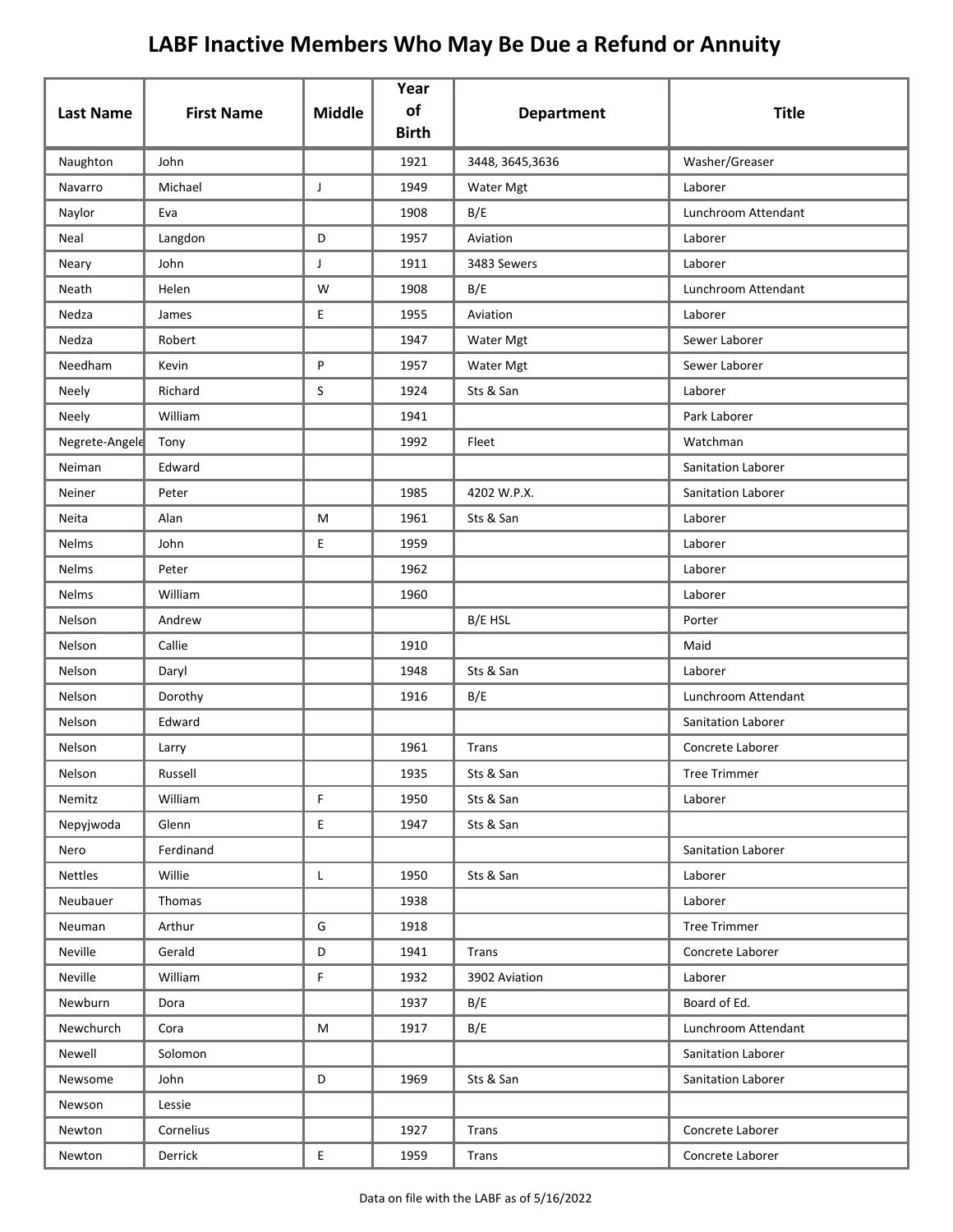# LABF Inactive Members Who May Be Due a Refund or Annuity

| Last Name | First Name | Middle | Year of Birth | Department | Title |
|---|---|---|---|---|---|
| Naughton | John | | 1921 | 3448, 3645,3636 | Washer/Greaser |
| Navarro | Michael | J | 1949 | Water Mgt | Laborer |
| Naylor | Eva | | 1908 | B/E | Lunchroom Attendant |
| Neal | Langdon | D | 1957 | Aviation | Laborer |
| Neary | John | J | 1911 | 3483 Sewers | Laborer |
| Neath | Helen | W | 1908 | B/E | Lunchroom Attendant |
| Nedza | James | E | 1955 | Aviation | Laborer |
| Nedza | Robert | | 1947 | Water Mgt | Sewer Laborer |
| Needham | Kevin | P | 1957 | Water Mgt | Sewer Laborer |
| Neely | Richard | S | 1924 | Sts & San | Laborer |
| Neely | William | | 1941 | | Park Laborer |
| Negrete-Angele | Tony | | 1992 | Fleet | Watchman |
| Neiman | Edward | | | | Sanitation Laborer |
| Neiner | Peter | | 1985 | 4202 W.P.X. | Sanitation Laborer |
| Neita | Alan | M | 1961 | Sts & San | Laborer |
| Nelms | John | E | 1959 | | Laborer |
| Nelms | Peter | | 1962 | | Laborer |
| Nelms | William | | 1960 | | Laborer |
| Nelson | Andrew | | | B/E HSL | Porter |
| Nelson | Callie | | 1910 | | Maid |
| Nelson | Daryl | | 1948 | Sts & San | Laborer |
| Nelson | Dorothy | | 1916 | B/E | Lunchroom Attendant |
| Nelson | Edward | | | | Sanitation Laborer |
| Nelson | Larry | | 1961 | Trans | Concrete Laborer |
| Nelson | Russell | | 1935 | Sts & San | Tree Trimmer |
| Nemitz | William | F | 1950 | Sts & San | Laborer |
| Nepyjwoda | Glenn | E | 1947 | Sts & San | |
| Nero | Ferdinand | | | | Sanitation Laborer |
| Nettles | Willie | L | 1950 | Sts & San | Laborer |
| Neubauer | Thomas | | 1938 | | Laborer |
| Neuman | Arthur | G | 1918 | | Tree Trimmer |
| Neville | Gerald | D | 1941 | Trans | Concrete Laborer |
| Neville | William | F | 1932 | 3902 Aviation | Laborer |
| Newburn | Dora | | 1937 | B/E | Board of Ed. |
| Newchurch | Cora | M | 1917 | B/E | Lunchroom Attendant |
| Newell | Solomon | | | | Sanitation Laborer |
| Newsome | John | D | 1969 | Sts & San | Sanitation Laborer |
| Newson | Lessie | | | | |
| Newton | Cornelius | | 1927 | Trans | Concrete Laborer |
| Newton | Derrick | E | 1959 | Trans | Concrete Laborer |

Data on file with the LABF as of 5/16/2022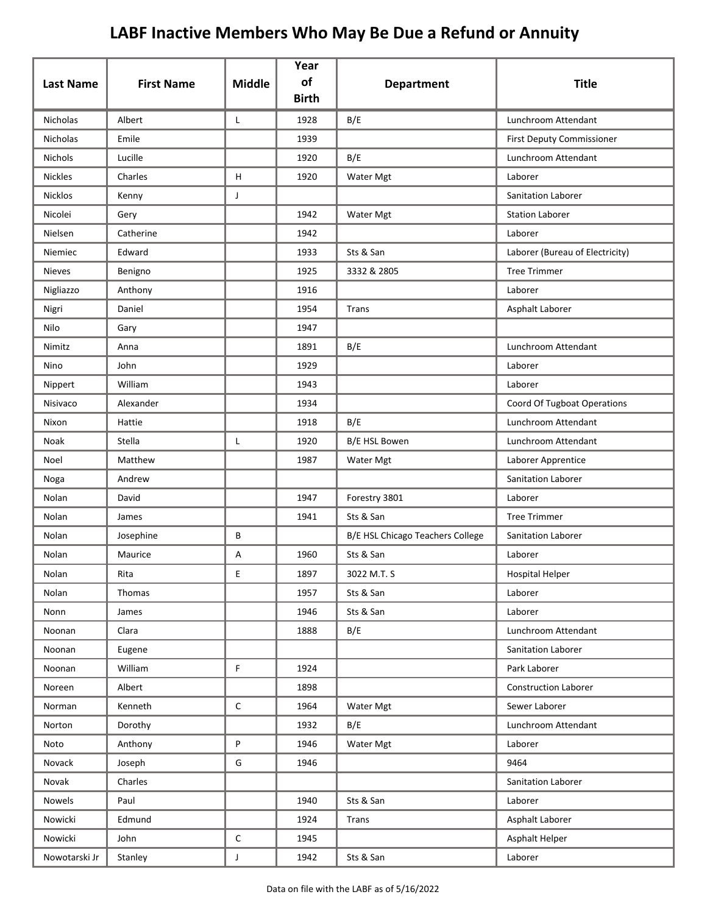# LABF Inactive Members Who May Be Due a Refund or Annuity

| Last Name | First Name | Middle | Year of Birth | Department | Title |
|---|---|---|---|---|---|
| Nicholas | Albert | L | 1928 | B/E | Lunchroom Attendant |
| Nicholas | Emile | | 1939 | | First Deputy Commissioner |
| Nichols | Lucille | | 1920 | B/E | Lunchroom Attendant |
| Nickles | Charles | H | 1920 | Water Mgt | Laborer |
| Nicklos | Kenny | J | | | Sanitation Laborer |
| Nicolei | Gery | | 1942 | Water Mgt | Station Laborer |
| Nielsen | Catherine | | 1942 | | Laborer |
| Niemiec | Edward | | 1933 | Sts & San | Laborer (Bureau of Electricity) |
| Nieves | Benigno | | 1925 | 3332 & 2805 | Tree Trimmer |
| Nigliazzo | Anthony | | 1916 | | Laborer |
| Nigri | Daniel | | 1954 | Trans | Asphalt Laborer |
| Nilo | Gary | | 1947 | | |
| Nimitz | Anna | | 1891 | B/E | Lunchroom Attendant |
| Nino | John | | 1929 | | Laborer |
| Nippert | William | | 1943 | | Laborer |
| Nisivaco | Alexander | | 1934 | | Coord Of Tugboat Operations |
| Nixon | Hattie | | 1918 | B/E | Lunchroom Attendant |
| Noak | Stella | L | 1920 | B/E HSL Bowen | Lunchroom Attendant |
| Noel | Matthew | | 1987 | Water Mgt | Laborer Apprentice |
| Noga | Andrew | | | | Sanitation Laborer |
| Nolan | David | | 1947 | Forestry 3801 | Laborer |
| Nolan | James | | 1941 | Sts & San | Tree Trimmer |
| Nolan | Josephine | B | | B/E HSL Chicago Teachers College | Sanitation Laborer |
| Nolan | Maurice | A | 1960 | Sts & San | Laborer |
| Nolan | Rita | E | 1897 | 3022 M.T. S | Hospital Helper |
| Nolan | Thomas | | 1957 | Sts & San | Laborer |
| Nonn | James | | 1946 | Sts & San | Laborer |
| Noonan | Clara | | 1888 | B/E | Lunchroom Attendant |
| Noonan | Eugene | | | | Sanitation Laborer |
| Noonan | William | F | 1924 | | Park Laborer |
| Noreen | Albert | | 1898 | | Construction Laborer |
| Norman | Kenneth | C | 1964 | Water Mgt | Sewer Laborer |
| Norton | Dorothy | | 1932 | B/E | Lunchroom Attendant |
| Noto | Anthony | P | 1946 | Water Mgt | Laborer |
| Novack | Joseph | G | 1946 | | 9464 |
| Novak | Charles | | | | Sanitation Laborer |
| Nowels | Paul | | 1940 | Sts & San | Laborer |
| Nowicki | Edmund | | 1924 | Trans | Asphalt Laborer |
| Nowicki | John | C | 1945 | | Asphalt Helper |
| Nowotarski Jr | Stanley | J | 1942 | Sts & San | Laborer |

Data on file with the LABF as of 5/16/2022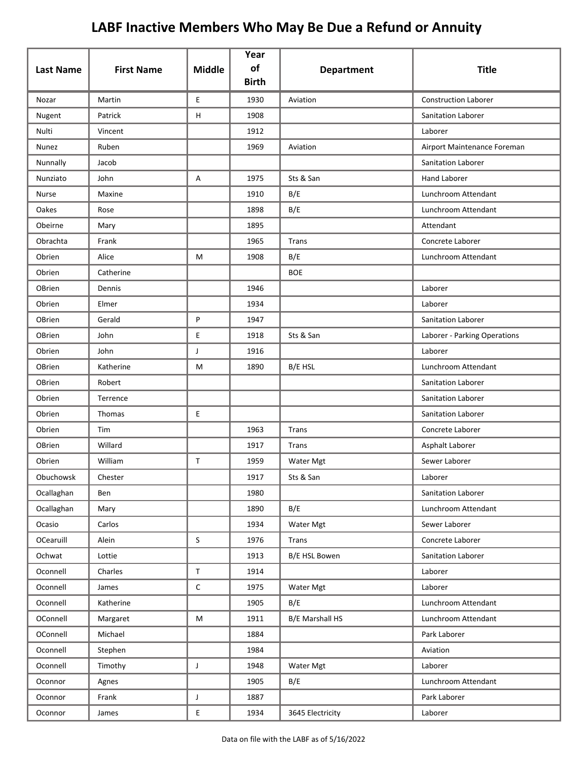# LABF Inactive Members Who May Be Due a Refund or Annuity

| Last Name | First Name | Middle | Year of Birth | Department | Title |
|---|---|---|---|---|---|
| Nozar | Martin | E | 1930 | Aviation | Construction Laborer |
| Nugent | Patrick | H | 1908 | | Sanitation Laborer |
| Nulti | Vincent | | 1912 | | Laborer |
| Nunez | Ruben | | 1969 | Aviation | Airport Maintenance Foreman |
| Nunnally | Jacob | | | | Sanitation Laborer |
| Nunziato | John | A | 1975 | Sts & San | Hand Laborer |
| Nurse | Maxine | | 1910 | B/E | Lunchroom Attendant |
| Oakes | Rose | | 1898 | B/E | Lunchroom Attendant |
| Obeirne | Mary | | 1895 | | Attendant |
| Obrachta | Frank | | 1965 | Trans | Concrete Laborer |
| Obrien | Alice | M | 1908 | B/E | Lunchroom Attendant |
| Obrien | Catherine | | | BOE | |
| OBrien | Dennis | | 1946 | | Laborer |
| Obrien | Elmer | | 1934 | | Laborer |
| OBrien | Gerald | P | 1947 | | Sanitation Laborer |
| OBrien | John | E | 1918 | Sts & San | Laborer - Parking Operations |
| Obrien | John | J | 1916 | | Laborer |
| OBrien | Katherine | M | 1890 | B/E HSL | Lunchroom Attendant |
| OBrien | Robert | | | | Sanitation Laborer |
| Obrien | Terrence | | | | Sanitation Laborer |
| Obrien | Thomas | E | | | Sanitation Laborer |
| Obrien | Tim | | 1963 | Trans | Concrete Laborer |
| OBrien | Willard | | 1917 | Trans | Asphalt Laborer |
| Obrien | William | T | 1959 | Water Mgt | Sewer Laborer |
| Obuchowsk | Chester | | 1917 | Sts & San | Laborer |
| Ocallaghan | Ben | | 1980 | | Sanitation Laborer |
| Ocallaghan | Mary | | 1890 | B/E | Lunchroom Attendant |
| Ocasio | Carlos | | 1934 | Water Mgt | Sewer Laborer |
| OCearuill | Alein | S | 1976 | Trans | Concrete Laborer |
| Ochwat | Lottie | | 1913 | B/E HSL Bowen | Sanitation Laborer |
| Oconnell | Charles | T | 1914 | | Laborer |
| Oconnell | James | C | 1975 | Water Mgt | Laborer |
| Oconnell | Katherine | | 1905 | B/E | Lunchroom Attendant |
| OConnell | Margaret | M | 1911 | B/E Marshall HS | Lunchroom Attendant |
| OConnell | Michael | | 1884 | | Park Laborer |
| Oconnell | Stephen | | 1984 | | Aviation |
| Oconnell | Timothy | J | 1948 | Water Mgt | Laborer |
| Oconnor | Agnes | | 1905 | B/E | Lunchroom Attendant |
| Oconnor | Frank | J | 1887 | | Park Laborer |
| Oconnor | James | E | 1934 | 3645 Electricity | Laborer |

Data on file with the LABF as of 5/16/2022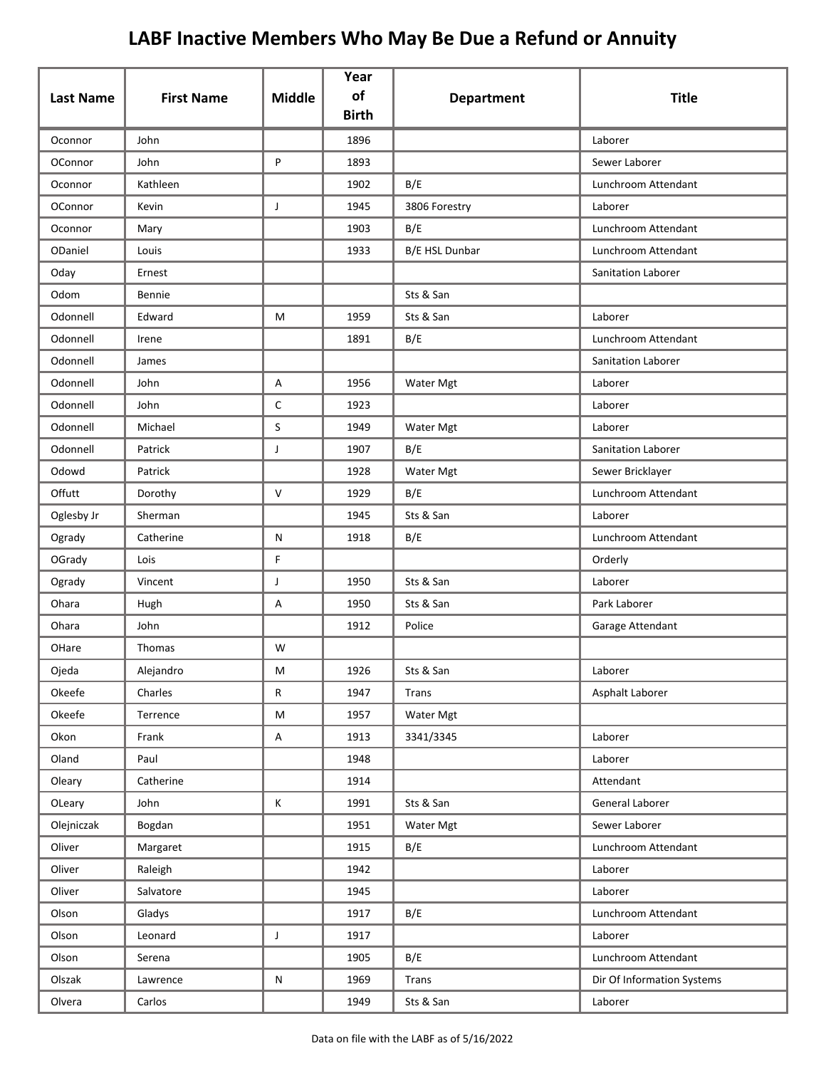# LABF Inactive Members Who May Be Due a Refund or Annuity

| Last Name | First Name | Middle | Year of Birth | Department | Title |
|---|---|---|---|---|---|
| Oconnor | John | | 1896 | | Laborer |
| OConnor | John | P | 1893 | | Sewer Laborer |
| Oconnor | Kathleen | | 1902 | B/E | Lunchroom Attendant |
| OConnor | Kevin | J | 1945 | 3806 Forestry | Laborer |
| Oconnor | Mary | | 1903 | B/E | Lunchroom Attendant |
| ODaniel | Louis | | 1933 | B/E HSL Dunbar | Lunchroom Attendant |
| Oday | Ernest | | | | Sanitation Laborer |
| Odom | Bennie | | | Sts & San | |
| Odonnell | Edward | M | 1959 | Sts & San | Laborer |
| Odonnell | Irene | | 1891 | B/E | Lunchroom Attendant |
| Odonnell | James | | | | Sanitation Laborer |
| Odonnell | John | A | 1956 | Water Mgt | Laborer |
| Odonnell | John | C | 1923 | | Laborer |
| Odonnell | Michael | S | 1949 | Water Mgt | Laborer |
| Odonnell | Patrick | J | 1907 | B/E | Sanitation Laborer |
| Odowd | Patrick | | 1928 | Water Mgt | Sewer Bricklayer |
| Offutt | Dorothy | V | 1929 | B/E | Lunchroom Attendant |
| Oglesby Jr | Sherman | | 1945 | Sts & San | Laborer |
| Ogrady | Catherine | N | 1918 | B/E | Lunchroom Attendant |
| OGrady | Lois | F | | | Orderly |
| Ogrady | Vincent | J | 1950 | Sts & San | Laborer |
| Ohara | Hugh | A | 1950 | Sts & San | Park Laborer |
| Ohara | John | | 1912 | Police | Garage Attendant |
| OHare | Thomas | W | | | |
| Ojeda | Alejandro | M | 1926 | Sts & San | Laborer |
| Okeefe | Charles | R | 1947 | Trans | Asphalt Laborer |
| Okeefe | Terrence | M | 1957 | Water Mgt | |
| Okon | Frank | A | 1913 | 3341/3345 | Laborer |
| Oland | Paul | | 1948 | | Laborer |
| Oleary | Catherine | | 1914 | | Attendant |
| OLeary | John | K | 1991 | Sts & San | General Laborer |
| Olejniczak | Bogdan | | 1951 | Water Mgt | Sewer Laborer |
| Oliver | Margaret | | 1915 | B/E | Lunchroom Attendant |
| Oliver | Raleigh | | 1942 | | Laborer |
| Oliver | Salvatore | | 1945 | | Laborer |
| Olson | Gladys | | 1917 | B/E | Lunchroom Attendant |
| Olson | Leonard | J | 1917 | | Laborer |
| Olson | Serena | | 1905 | B/E | Lunchroom Attendant |
| Olszak | Lawrence | N | 1969 | Trans | Dir Of Information Systems |
| Olvera | Carlos | | 1949 | Sts & San | Laborer |

Data on file with the LABF as of 5/16/2022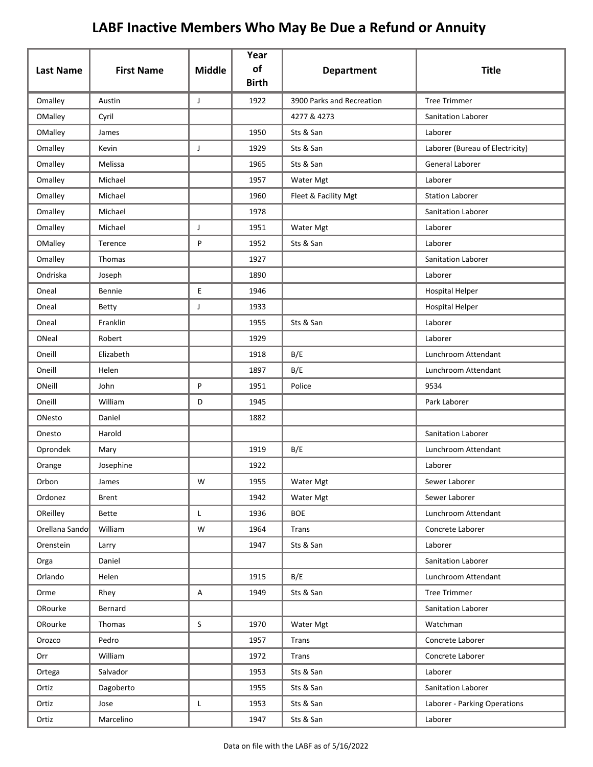# LABF Inactive Members Who May Be Due a Refund or Annuity

| Last Name | First Name | Middle | Year of Birth | Department | Title |
|---|---|---|---|---|---|
| Omalley | Austin | J | 1922 | 3900 Parks and Recreation | Tree Trimmer |
| OMalley | Cyril | | | 4277 & 4273 | Sanitation Laborer |
| OMalley | James | | 1950 | Sts & San | Laborer |
| Omalley | Kevin | J | 1929 | Sts & San | Laborer (Bureau of Electricity) |
| Omalley | Melissa | | 1965 | Sts & San | General Laborer |
| Omalley | Michael | | 1957 | Water Mgt | Laborer |
| Omalley | Michael | | 1960 | Fleet & Facility Mgt | Station Laborer |
| Omalley | Michael | | 1978 | | Sanitation Laborer |
| Omalley | Michael | J | 1951 | Water Mgt | Laborer |
| OMalley | Terence | P | 1952 | Sts & San | Laborer |
| Omalley | Thomas | | 1927 | | Sanitation Laborer |
| Ondriska | Joseph | | 1890 | | Laborer |
| Oneal | Bennie | E | 1946 | | Hospital Helper |
| Oneal | Betty | J | 1933 | | Hospital Helper |
| Oneal | Franklin | | 1955 | Sts & San | Laborer |
| ONeal | Robert | | 1929 | | Laborer |
| Oneill | Elizabeth | | 1918 | B/E | Lunchroom Attendant |
| Oneill | Helen | | 1897 | B/E | Lunchroom Attendant |
| ONeill | John | P | 1951 | Police | 9534 |
| Oneill | William | D | 1945 | | Park Laborer |
| ONesto | Daniel | | 1882 | | |
| Onesto | Harold | | | | Sanitation Laborer |
| Oprondek | Mary | | 1919 | B/E | Lunchroom Attendant |
| Orange | Josephine | | 1922 | | Laborer |
| Orbon | James | W | 1955 | Water Mgt | Sewer Laborer |
| Ordonez | Brent | | 1942 | Water Mgt | Sewer Laborer |
| OReilley | Bette | L | 1936 | BOE | Lunchroom Attendant |
| Orellana Sandov | William | W | 1964 | Trans | Concrete Laborer |
| Orenstein | Larry | | 1947 | Sts & San | Laborer |
| Orga | Daniel | | | | Sanitation Laborer |
| Orlando | Helen | | 1915 | B/E | Lunchroom Attendant |
| Orme | Rhey | A | 1949 | Sts & San | Tree Trimmer |
| ORourke | Bernard | | | | Sanitation Laborer |
| ORourke | Thomas | S | 1970 | Water Mgt | Watchman |
| Orozco | Pedro | | 1957 | Trans | Concrete Laborer |
| Orr | William | | 1972 | Trans | Concrete Laborer |
| Ortega | Salvador | | 1953 | Sts & San | Laborer |
| Ortiz | Dagoberto | | 1955 | Sts & San | Sanitation Laborer |
| Ortiz | Jose | L | 1953 | Sts & San | Laborer - Parking Operations |
| Ortiz | Marcelino | | 1947 | Sts & San | Laborer |

Data on file with the LABF as of 5/16/2022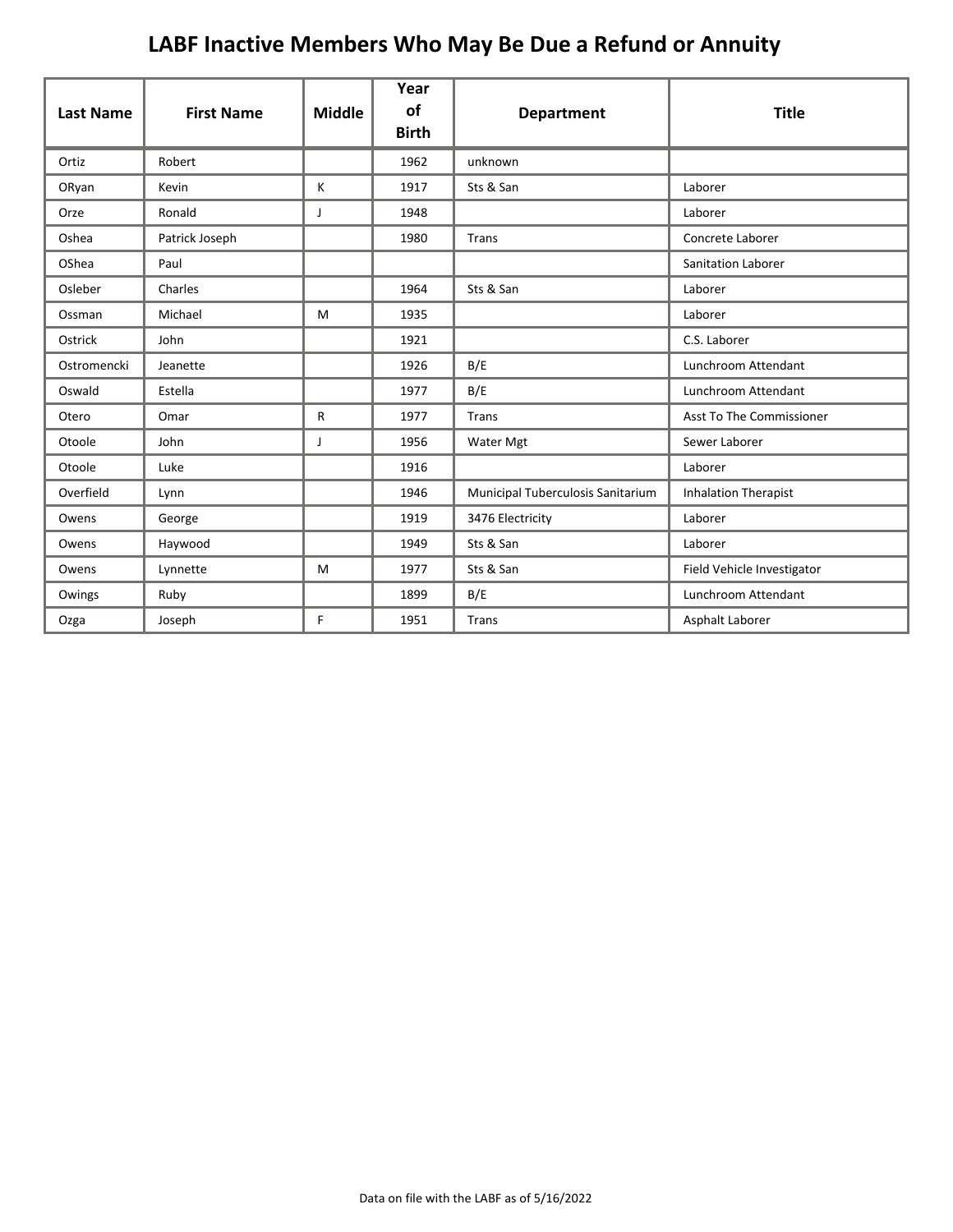# LABF Inactive Members Who May Be Due a Refund or Annuity

| Last Name | First Name | Middle | Year of Birth | Department | Title |
|---|---|---|---|---|---|
| Ortiz | Robert | | 1962 | unknown | |
| ORyan | Kevin | K | 1917 | Sts & San | Laborer |
| Orze | Ronald | J | 1948 | | Laborer |
| Oshea | Patrick Joseph | | 1980 | Trans | Concrete Laborer |
| OShea | Paul | | | | Sanitation Laborer |
| Osleber | Charles | | 1964 | Sts & San | Laborer |
| Ossman | Michael | M | 1935 | | Laborer |
| Ostrick | John | | 1921 | | C.S. Laborer |
| Ostromencki | Jeanette | | 1926 | B/E | Lunchroom Attendant |
| Oswald | Estella | | 1977 | B/E | Lunchroom Attendant |
| Otero | Omar | R | 1977 | Trans | Asst To The Commissioner |
| Otoole | John | J | 1956 | Water Mgt | Sewer Laborer |
| Otoole | Luke | | 1916 | | Laborer |
| Overfield | Lynn | | 1946 | Municipal Tuberculosis Sanitarium | Inhalation Therapist |
| Owens | George | | 1919 | 3476 Electricity | Laborer |
| Owens | Haywood | | 1949 | Sts & San | Laborer |
| Owens | Lynnette | M | 1977 | Sts & San | Field Vehicle Investigator |
| Owings | Ruby | | 1899 | B/E | Lunchroom Attendant |
| Ozga | Joseph | F | 1951 | Trans | Asphalt Laborer |

Data on file with the LABF as of 5/16/2022